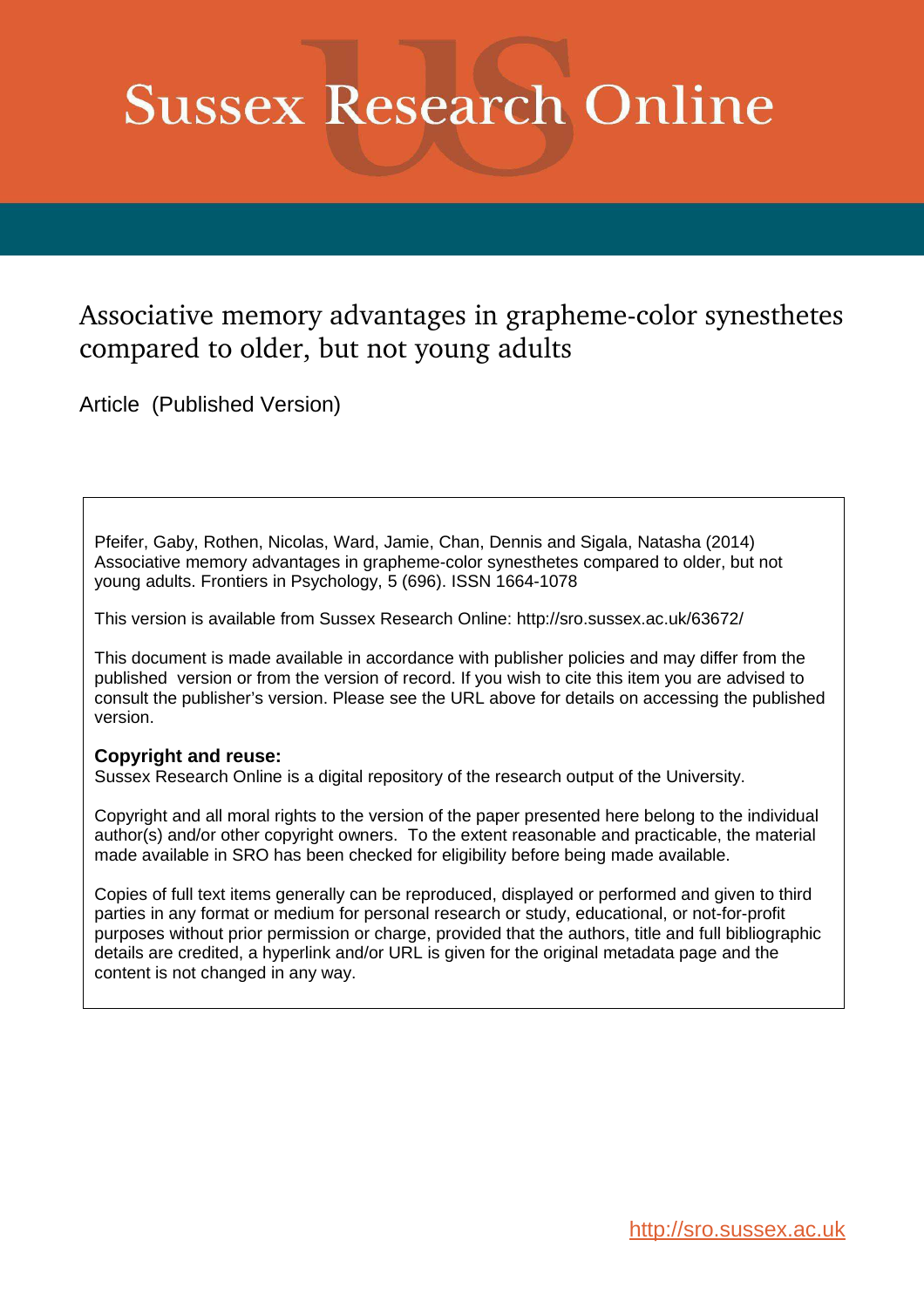# Sussex Research Online

## Associative memory advantages in grapheme-color synesthetes compared to older, but not young adults

Article (Published Version)

Pfeifer, Gaby, Rothen, Nicolas, Ward, Jamie, Chan, Dennis and Sigala, Natasha (2014) Associative memory advantages in grapheme-color synesthetes compared to older, but not young adults. Frontiers in Psychology, 5 (696). ISSN 1664-1078

This version is available from Sussex Research Online: http://sro.sussex.ac.uk/63672/

This document is made available in accordance with publisher policies and may differ from the published version or from the version of record. If you wish to cite this item you are advised to consult the publisher's version. Please see the URL above for details on accessing the published version.

**Copyright and reuse:**
Sussex Research Online is a digital repository of the research output of the University.

Copyright and all moral rights to the version of the paper presented here belong to the individual author(s) and/or other copyright owners. To the extent reasonable and practicable, the material made available in SRO has been checked for eligibility before being made available.

Copies of full text items generally can be reproduced, displayed or performed and given to third parties in any format or medium for personal research or study, educational, or not-for-profit purposes without prior permission or charge, provided that the authors, title and full bibliographic details are credited, a hyperlink and/or URL is given for the original metadata page and the content is not changed in any way.

http://sro.sussex.ac.uk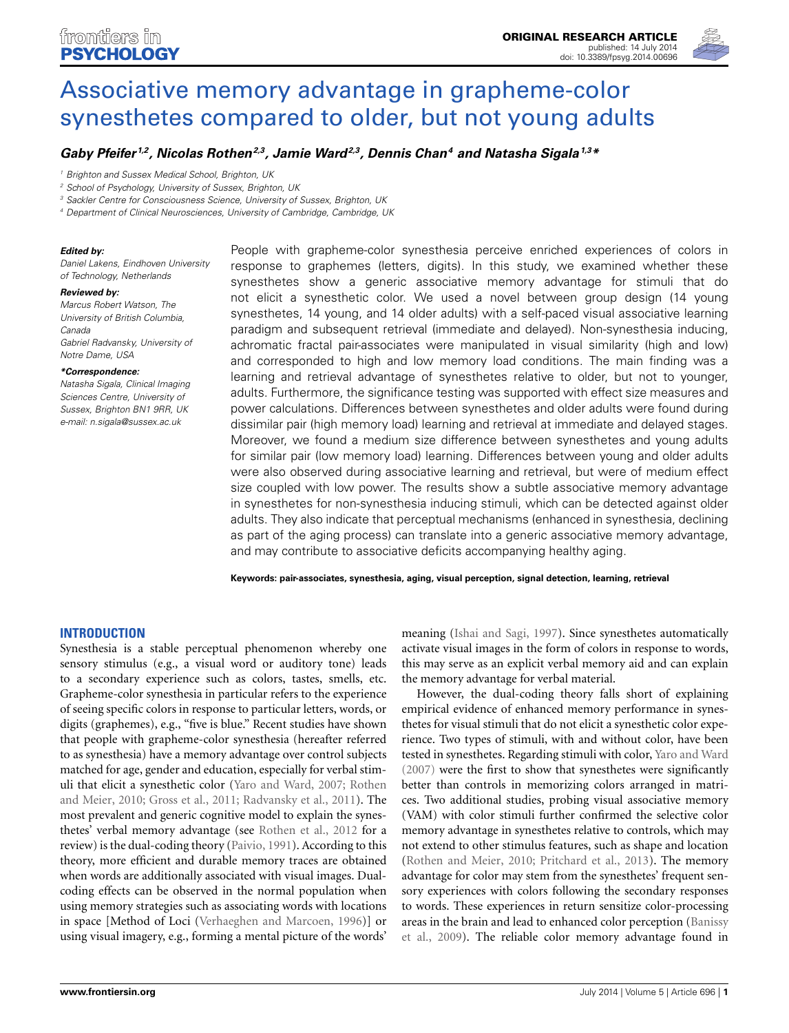# Associative memory advantage in grapheme-color synesthetes compared to older, but not young adults

***Gaby Pfeifer*[1,2]*, Nicolas Rothen*[2,3]*, Jamie Ward*[2,3]*, Dennis Chan*[4]* and Natasha Sigala*[1,3]*****

[1] Brighton and Sussex Medical School, Brighton, UK
[2] School of Psychology, University of Sussex, Brighton, UK
[3] Sackler Centre for Consciousness Science, University of Sussex, Brighton, UK
[4] Department of Clinical Neurosciences, University of Cambridge, Cambridge, UK

***Edited by:***
*Daniel Lakens, Eindhoven University of Technology, Netherlands*

***Reviewed by:***
*Marcus Robert Watson, The University of British Columbia, Canada*
*Gabriel Radvansky, University of Notre Dame, USA*

***\*Correspondence:***
*Natasha Sigala, Clinical Imaging Sciences Centre, University of Sussex, Brighton BN1 9RR, UK e-mail: n.sigala@sussex.ac.uk*

People with grapheme-color synesthesia perceive enriched experiences of colors in response to graphemes (letters, digits). In this study, we examined whether these synesthetes show a generic associative memory advantage for stimuli that do not elicit a synesthetic color. We used a novel between group design (14 young synesthetes, 14 young, and 14 older adults) with a self-paced visual associative learning paradigm and subsequent retrieval (immediate and delayed). Non-synesthesia inducing, achromatic fractal pair-associates were manipulated in visual similarity (high and low) and corresponded to high and low memory load conditions. The main finding was a learning and retrieval advantage of synesthetes relative to older, but not to younger, adults. Furthermore, the significance testing was supported with effect size measures and power calculations. Differences between synesthetes and older adults were found during dissimilar pair (high memory load) learning and retrieval at immediate and delayed stages. Moreover, we found a medium size difference between synesthetes and young adults for similar pair (low memory load) learning. Differences between young and older adults were also observed during associative learning and retrieval, but were of medium effect size coupled with low power. The results show a subtle associative memory advantage in synesthetes for non-synesthesia inducing stimuli, which can be detected against older adults. They also indicate that perceptual mechanisms (enhanced in synesthesia, declining as part of the aging process) can translate into a generic associative memory advantage, and may contribute to associative deficits accompanying healthy aging.

**Keywords: pair-associates, synesthesia, aging, visual perception, signal detection, learning, retrieval**

## INTRODUCTION

Synesthesia is a stable perceptual phenomenon whereby one sensory stimulus (e.g., a visual word or auditory tone) leads to a secondary experience such as colors, tastes, smells, etc. Grapheme-color synesthesia in particular refers to the experience of seeing specific colors in response to particular letters, words, or digits (graphemes), e.g., "five is blue." Recent studies have shown that people with grapheme-color synesthesia (hereafter referred to as synesthesia) have a memory advantage over control subjects matched for age, gender and education, especially for verbal stimuli that elicit a synesthetic color (Yaro and Ward, 2007; Rothen and Meier, 2010; Gross et al., 2011; Radvansky et al., 2011). The most prevalent and generic cognitive model to explain the synesthetes' verbal memory advantage (see Rothen et al., 2012 for a review) is the dual-coding theory (Paivio, 1991). According to this theory, more efficient and durable memory traces are obtained when words are additionally associated with visual images. Dual-coding effects can be observed in the normal population when using memory strategies such as associating words with locations in space [Method of Loci (Verhaeghen and Marcoen, 1996)] or using visual imagery, e.g., forming a mental picture of the words' meaning (Ishai and Sagi, 1997). Since synesthetes automatically activate visual images in the form of colors in response to words, this may serve as an explicit verbal memory aid and can explain the memory advantage for verbal material.

However, the dual-coding theory falls short of explaining empirical evidence of enhanced memory performance in synesthetes for visual stimuli that do not elicit a synesthetic color experience. Two types of stimuli, with and without color, have been tested in synesthetes. Regarding stimuli with color, Yaro and Ward (2007) were the first to show that synesthetes were significantly better than controls in memorizing colors arranged in matrices. Two additional studies, probing visual associative memory (VAM) with color stimuli further confirmed the selective color memory advantage in synesthetes relative to controls, which may not extend to other stimulus features, such as shape and location (Rothen and Meier, 2010; Pritchard et al., 2013). The memory advantage for color may stem from the synesthetes' frequent sensory experiences with colors following the secondary responses to words. These experiences in return sensitize color-processing areas in the brain and lead to enhanced color perception (Banissy et al., 2009). The reliable color memory advantage found in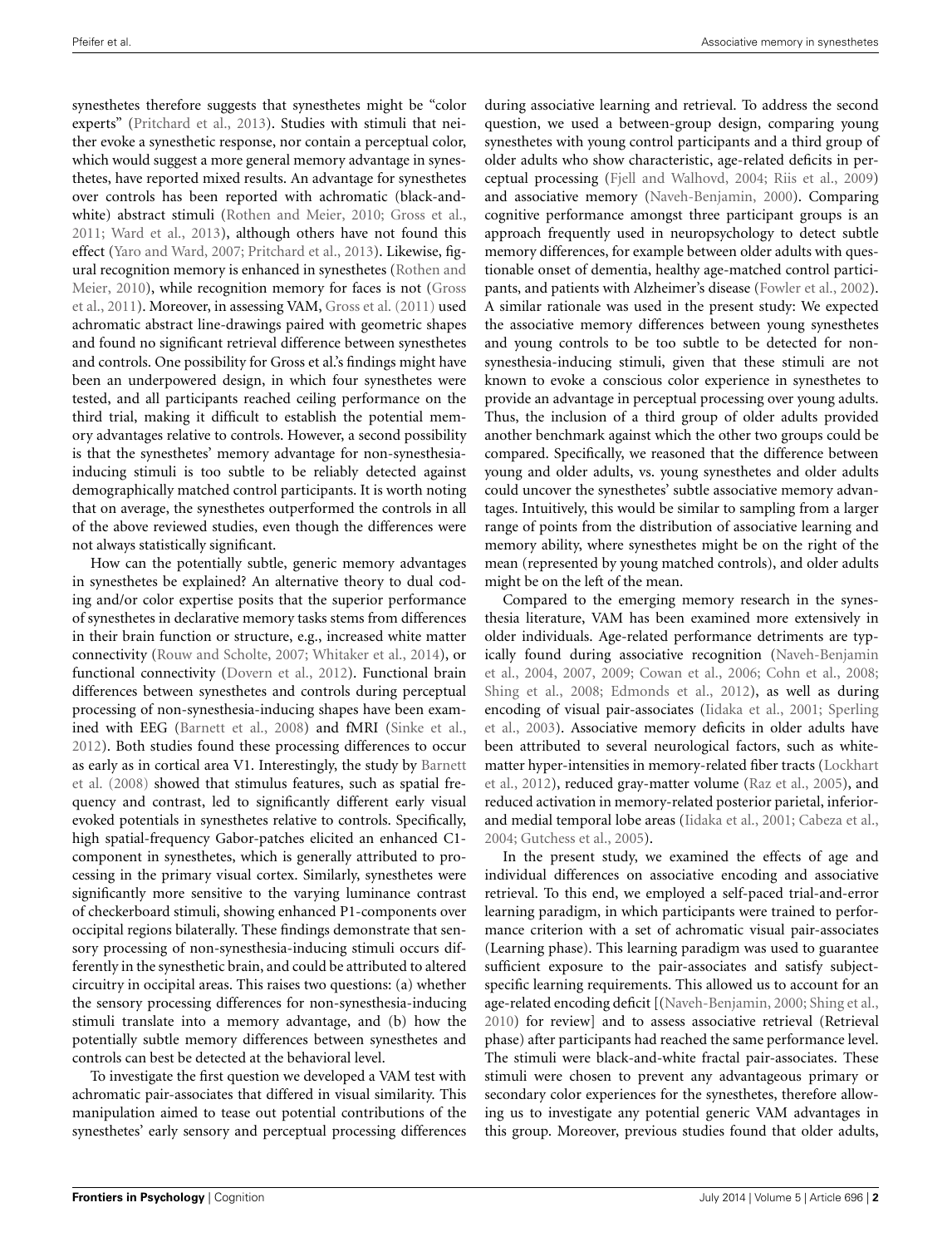synesthetes therefore suggests that synesthetes might be "color experts" (Pritchard et al., 2013). Studies with stimuli that neither evoke a synesthetic response, nor contain a perceptual color, which would suggest a more general memory advantage in synesthetes, have reported mixed results. An advantage for synesthetes over controls has been reported with achromatic (black-and-white) abstract stimuli (Rothen and Meier, 2010; Gross et al., 2011; Ward et al., 2013), although others have not found this effect (Yaro and Ward, 2007; Pritchard et al., 2013). Likewise, figural recognition memory is enhanced in synesthetes (Rothen and Meier, 2010), while recognition memory for faces is not (Gross et al., 2011). Moreover, in assessing VAM, Gross et al. (2011) used achromatic abstract line-drawings paired with geometric shapes and found no significant retrieval difference between synesthetes and controls. One possibility for Gross et al.'s findings might have been an underpowered design, in which four synesthetes were tested, and all participants reached ceiling performance on the third trial, making it difficult to establish the potential memory advantages relative to controls. However, a second possibility is that the synesthetes' memory advantage for non-synesthesia-inducing stimuli is too subtle to be reliably detected against demographically matched control participants. It is worth noting that on average, the synesthetes outperformed the controls in all of the above reviewed studies, even though the differences were not always statistically significant.

How can the potentially subtle, generic memory advantages in synesthetes be explained? An alternative theory to dual coding and/or color expertise posits that the superior performance of synesthetes in declarative memory tasks stems from differences in their brain function or structure, e.g., increased white matter connectivity (Rouw and Scholte, 2007; Whitaker et al., 2014), or functional connectivity (Dovern et al., 2012). Functional brain differences between synesthetes and controls during perceptual processing of non-synesthesia-inducing shapes have been examined with EEG (Barnett et al., 2008) and fMRI (Sinke et al., 2012). Both studies found these processing differences to occur as early as in cortical area V1. Interestingly, the study by Barnett et al. (2008) showed that stimulus features, such as spatial frequency and contrast, led to significantly different early visual evoked potentials in synesthetes relative to controls. Specifically, high spatial-frequency Gabor-patches elicited an enhanced C1-component in synesthetes, which is generally attributed to processing in the primary visual cortex. Similarly, synesthetes were significantly more sensitive to the varying luminance contrast of checkerboard stimuli, showing enhanced P1-components over occipital regions bilaterally. These findings demonstrate that sensory processing of non-synesthesia-inducing stimuli occurs differently in the synesthetic brain, and could be attributed to altered circuitry in occipital areas. This raises two questions: (a) whether the sensory processing differences for non-synesthesia-inducing stimuli translate into a memory advantage, and (b) how the potentially subtle memory differences between synesthetes and controls can best be detected at the behavioral level.

To investigate the first question we developed a VAM test with achromatic pair-associates that differed in visual similarity. This manipulation aimed to tease out potential contributions of the synesthetes' early sensory and perceptual processing differences during associative learning and retrieval. To address the second question, we used a between-group design, comparing young synesthetes with young control participants and a third group of older adults who show characteristic, age-related deficits in perceptual processing (Fjell and Walhovd, 2004; Riis et al., 2009) and associative memory (Naveh-Benjamin, 2000). Comparing cognitive performance amongst three participant groups is an approach frequently used in neuropsychology to detect subtle memory differences, for example between older adults with questionable onset of dementia, healthy age-matched control participants, and patients with Alzheimer's disease (Fowler et al., 2002). A similar rationale was used in the present study: We expected the associative memory differences between young synesthetes and young controls to be too subtle to be detected for non-synesthesia-inducing stimuli, given that these stimuli are not known to evoke a conscious color experience in synesthetes to provide an advantage in perceptual processing over young adults. Thus, the inclusion of a third group of older adults provided another benchmark against which the other two groups could be compared. Specifically, we reasoned that the difference between young and older adults, vs. young synesthetes and older adults could uncover the synesthetes' subtle associative memory advantages. Intuitively, this would be similar to sampling from a larger range of points from the distribution of associative learning and memory ability, where synesthetes might be on the right of the mean (represented by young matched controls), and older adults might be on the left of the mean.

Compared to the emerging memory research in the synesthesia literature, VAM has been examined more extensively in older individuals. Age-related performance detriments are typically found during associative recognition (Naveh-Benjamin et al., 2004, 2007, 2009; Cowan et al., 2006; Cohn et al., 2008; Shing et al., 2008; Edmonds et al., 2012), as well as during encoding of visual pair-associates (Iidaka et al., 2001; Sperling et al., 2003). Associative memory deficits in older adults have been attributed to several neurological factors, such as white-matter hyper-intensities in memory-related fiber tracts (Lockhart et al., 2012), reduced gray-matter volume (Raz et al., 2005), and reduced activation in memory-related posterior parietal, inferior- and medial temporal lobe areas (Iidaka et al., 2001; Cabeza et al., 2004; Gutchess et al., 2005).

In the present study, we examined the effects of age and individual differences on associative encoding and associative retrieval. To this end, we employed a self-paced trial-and-error learning paradigm, in which participants were trained to performance criterion with a set of achromatic visual pair-associates (Learning phase). This learning paradigm was used to guarantee sufficient exposure to the pair-associates and satisfy subject-specific learning requirements. This allowed us to account for an age-related encoding deficit [(Naveh-Benjamin, 2000; Shing et al., 2010) for review] and to assess associative retrieval (Retrieval phase) after participants had reached the same performance level. The stimuli were black-and-white fractal pair-associates. These stimuli were chosen to prevent any advantageous primary or secondary color experiences for the synesthetes, therefore allowing us to investigate any potential generic VAM advantages in this group. Moreover, previous studies found that older adults,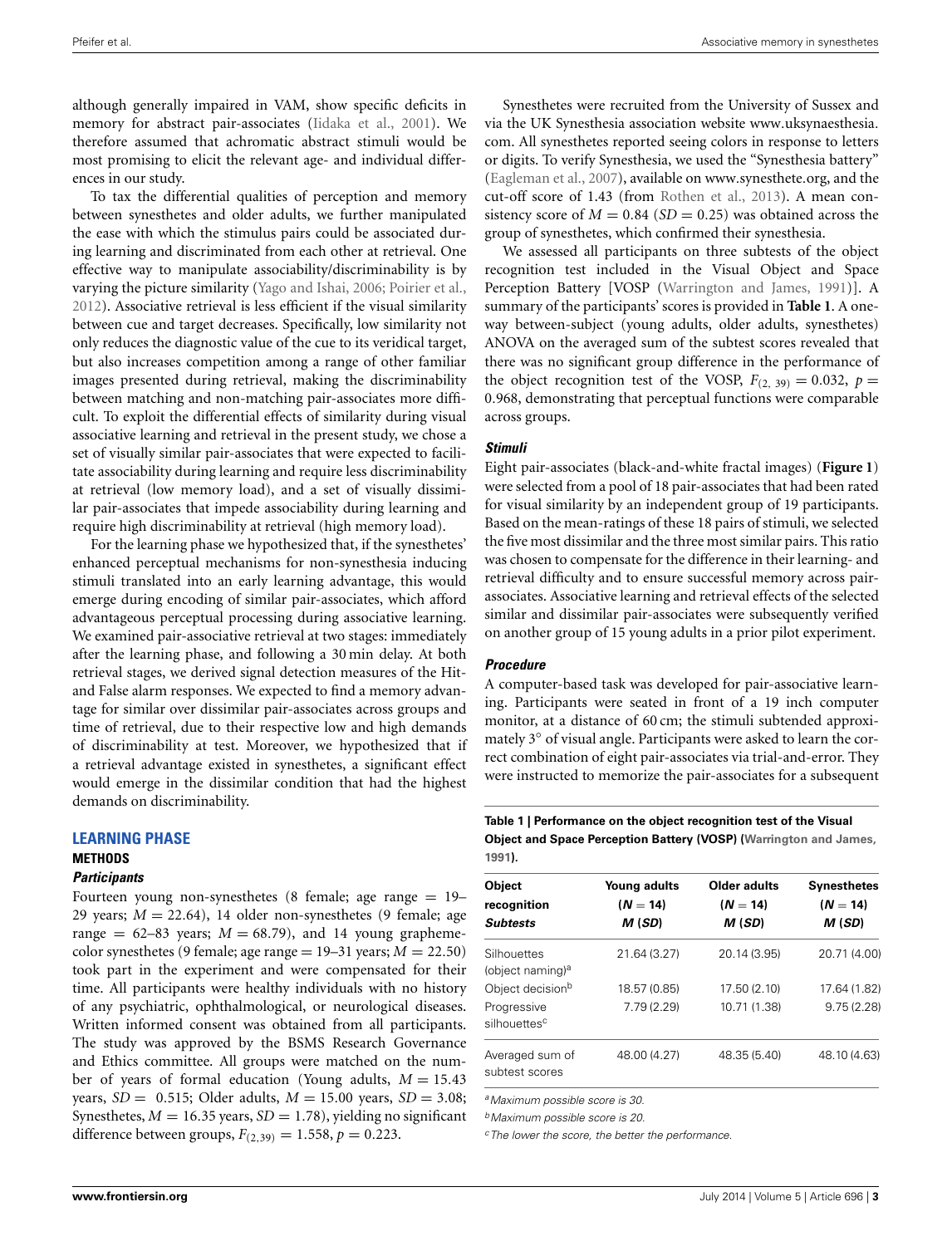although generally impaired in VAM, show specific deficits in memory for abstract pair-associates (Iidaka et al., 2001). We therefore assumed that achromatic abstract stimuli would be most promising to elicit the relevant age- and individual differences in our study.

To tax the differential qualities of perception and memory between synesthetes and older adults, we further manipulated the ease with which the stimulus pairs could be associated during learning and discriminated from each other at retrieval. One effective way to manipulate associability/discriminability is by varying the picture similarity (Yago and Ishai, 2006; Poirier et al., 2012). Associative retrieval is less efficient if the visual similarity between cue and target decreases. Specifically, low similarity not only reduces the diagnostic value of the cue to its veridical target, but also increases competition among a range of other familiar images presented during retrieval, making the discriminability between matching and non-matching pair-associates more difficult. To exploit the differential effects of similarity during visual associative learning and retrieval in the present study, we chose a set of visually similar pair-associates that were expected to facilitate associability during learning and require less discriminability at retrieval (low memory load), and a set of visually dissimilar pair-associates that impede associability during learning and require high discriminability at retrieval (high memory load).

For the learning phase we hypothesized that, if the synesthetes' enhanced perceptual mechanisms for non-synesthesia inducing stimuli translated into an early learning advantage, this would emerge during encoding of similar pair-associates, which afford advantageous perceptual processing during associative learning. We examined pair-associative retrieval at two stages: immediately after the learning phase, and following a 30 min delay. At both retrieval stages, we derived signal detection measures of the Hit- and False alarm responses. We expected to find a memory advantage for similar over dissimilar pair-associates across groups and time of retrieval, due to their respective low and high demands of discriminability at test. Moreover, we hypothesized that if a retrieval advantage existed in synesthetes, a significant effect would emerge in the dissimilar condition that had the highest demands on discriminability.

## LEARNING PHASE

### METHODS

#### *Participants*

Fourteen young non-synesthetes (8 female; age range = 19–29 years; $M = 22.64$), 14 older non-synesthetes (9 female; age range = 62–83 years; $M = 68.79$), and 14 young grapheme-color synesthetes (9 female; age range = 19–31 years; $M = 22.50$) took part in the experiment and were compensated for their time. All participants were healthy individuals with no history of any psychiatric, ophthalmological, or neurological diseases. Written informed consent was obtained from all participants. The study was approved by the BSMS Research Governance and Ethics committee. All groups were matched on the number of years of formal education (Young adults, $M = 15.43$ years, $SD = 0.515$; Older adults, $M = 15.00$ years, $SD = 3.08$; Synesthetes, $M = 16.35$ years, $SD = 1.78$), yielding no significant difference between groups, $F_{(2,39)} = 1.558$, $p = 0.223$.

Synesthetes were recruited from the University of Sussex and via the UK Synesthesia association website www.uksynaesthesia.com. All synesthetes reported seeing colors in response to letters or digits. To verify Synesthesia, we used the "Synesthesia battery" (Eagleman et al., 2007), available on www.synesthete.org, and the cut-off score of 1.43 (from Rothen et al., 2013). A mean consistency score of $M = 0.84$ ($SD = 0.25$) was obtained across the group of synesthetes, which confirmed their synesthesia.

We assessed all participants on three subtests of the object recognition test included in the Visual Object and Space Perception Battery [VOSP (Warrington and James, 1991)]. A summary of the participants' scores is provided in **Table 1**. A one-way between-subject (young adults, older adults, synesthetes) ANOVA on the averaged sum of the subtest scores revealed that there was no significant group difference in the performance of the object recognition test of the VOSP, $F_{(2,39)} = 0.032$, $p = 0.968$, demonstrating that perceptual functions were comparable across groups.

#### *Stimuli*

Eight pair-associates (black-and-white fractal images) (**Figure 1**) were selected from a pool of 18 pair-associates that had been rated for visual similarity by an independent group of 19 participants. Based on the mean-ratings of these 18 pairs of stimuli, we selected the five most dissimilar and the three most similar pairs. This ratio was chosen to compensate for the difference in their learning- and retrieval difficulty and to ensure successful memory across pair-associates. Associative learning and retrieval effects of the selected similar and dissimilar pair-associates were subsequently verified on another group of 15 young adults in a prior pilot experiment.

#### *Procedure*

A computer-based task was developed for pair-associative learning. Participants were seated in front of a 19 inch computer monitor, at a distance of 60 cm; the stimuli subtended approximately 3° of visual angle. Participants were asked to learn the correct combination of eight pair-associates via trial-and-error. They were instructed to memorize the pair-associates for a subsequent

**Table 1 | Performance on the object recognition test of the Visual Object and Space Perception Battery (VOSP) (Warrington and James, 1991).**

| Object recognition Subtests | Young adults ($N = 14$) $M$ ($SD$) | Older adults ($N = 14$) $M$ ($SD$) | Synesthetes ($N = 14$) $M$ ($SD$) |
|---|---|---|---|
| Silhouettes (object naming)[a] | 21.64 (3.27) | 20.14 (3.95) | 20.71 (4.00) |
| Object decision[b] | 18.57 (0.85) | 17.50 (2.10) | 17.64 (1.82) |
| Progressive silhouettes[c] | 7.79 (2.29) | 10.71 (1.38) | 9.75 (2.28) |
| Averaged sum of subtest scores | 48.00 (4.27) | 48.35 (5.40) | 48.10 (4.63) |

[a]*Maximum possible score is 30.*

[b]*Maximum possible score is 20.*

[c]*The lower the score, the better the performance.*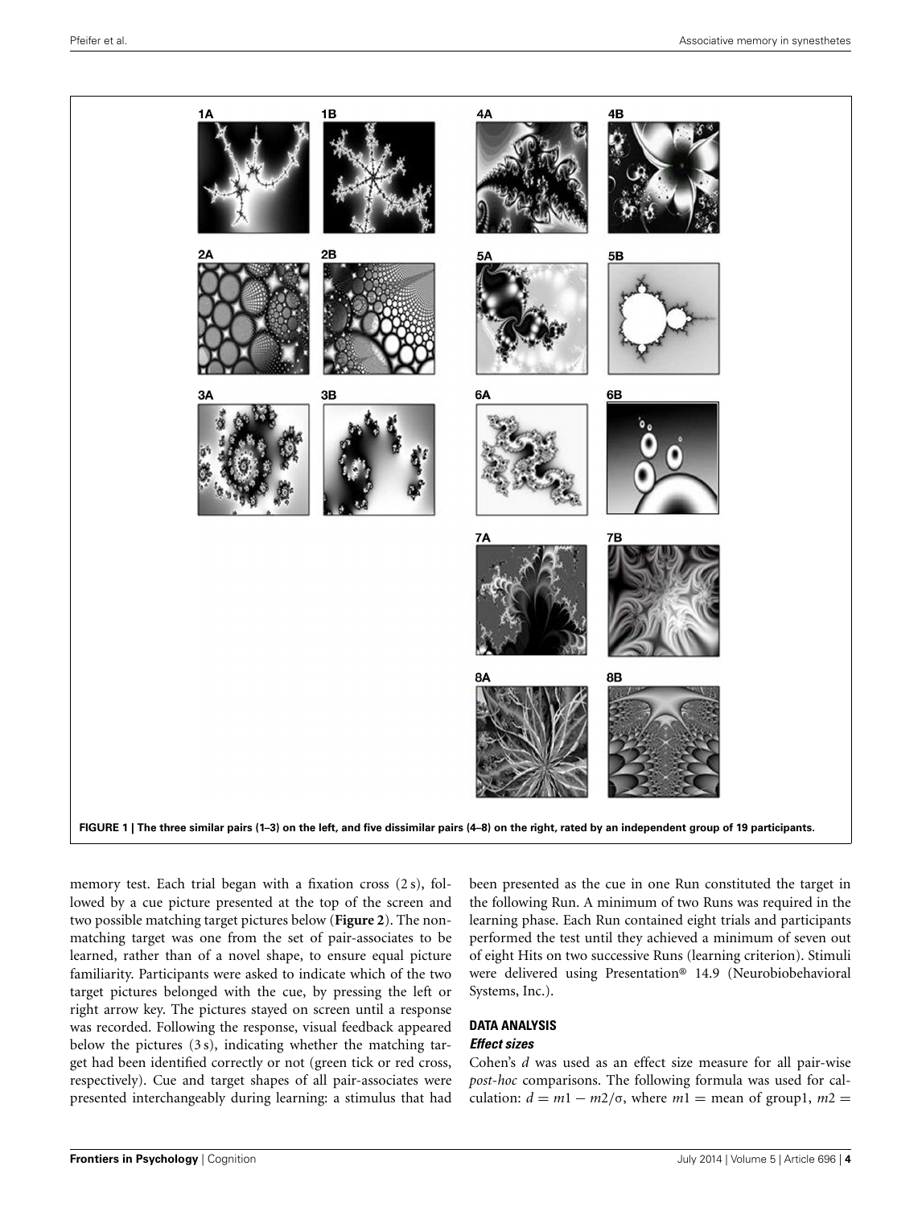FIGURE 1 | The three similar pairs (1–3) on the left, and five dissimilar pairs (4–8) on the right, rated by an independent group of 19 participants.

memory test. Each trial began with a fixation cross (2 s), followed by a cue picture presented at the top of the screen and two possible matching target pictures below (**Figure 2**). The non-matching target was one from the set of pair-associates to be learned, rather than of a novel shape, to ensure equal picture familiarity. Participants were asked to indicate which of the two target pictures belonged with the cue, by pressing the left or right arrow key. The pictures stayed on screen until a response was recorded. Following the response, visual feedback appeared below the pictures (3 s), indicating whether the matching target had been identified correctly or not (green tick or red cross, respectively). Cue and target shapes of all pair-associates were presented interchangeably during learning: a stimulus that had been presented as the cue in one Run constituted the target in the following Run. A minimum of two Runs was required in the learning phase. Each Run contained eight trials and participants performed the test until they achieved a minimum of seven out of eight Hits on two successive Runs (learning criterion). Stimuli were delivered using Presentation® 14.9 (Neurobiobehavioral Systems, Inc.).

## DATA ANALYSIS

### *Effect sizes*

Cohen's *d* was used as an effect size measure for all pair-wise *post-hoc* comparisons. The following formula was used for calculation: $d = m1 - m2/\sigma$, where $m1$ = mean of group1, $m2$ =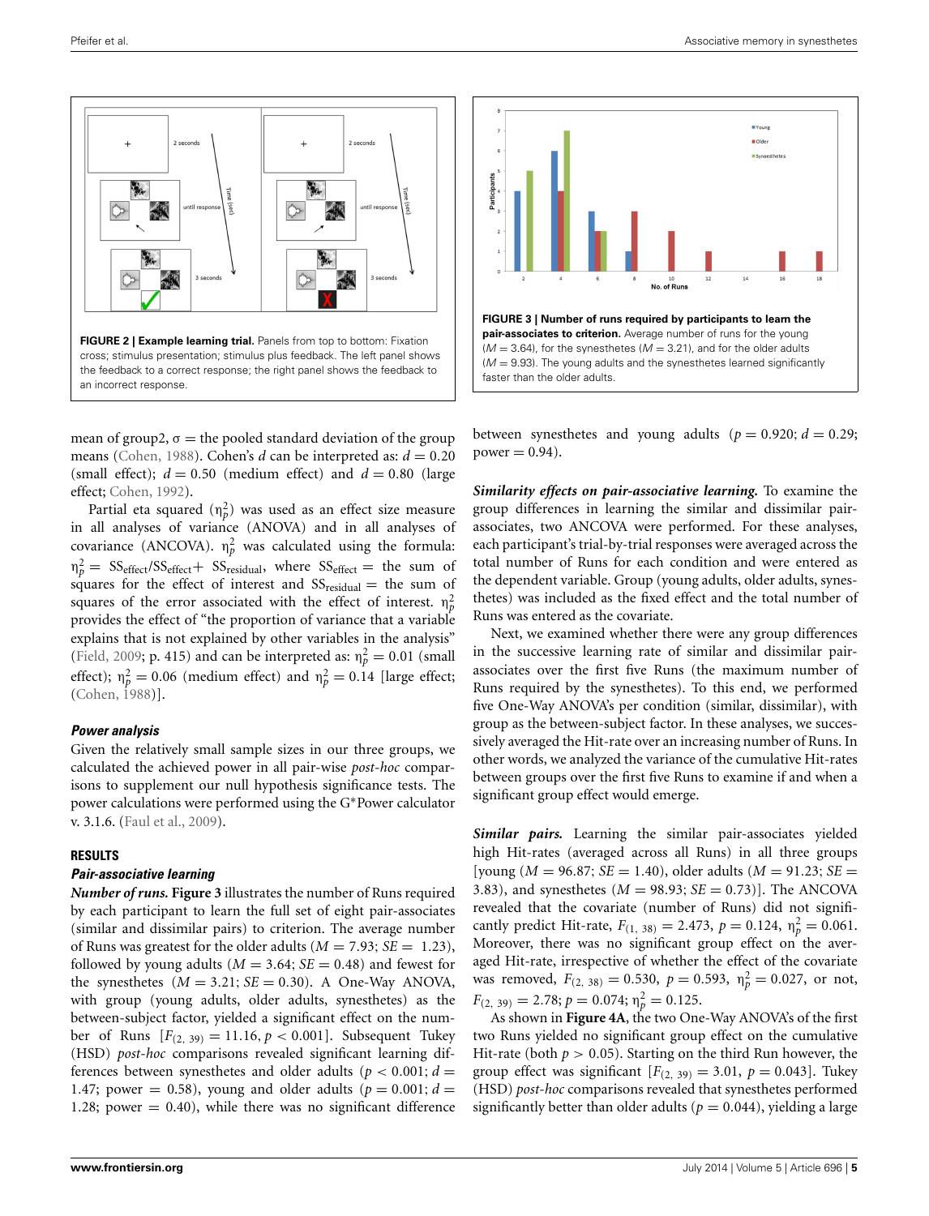**FIGURE 2 | Example learning trial.** Panels from top to bottom: Fixation cross; stimulus presentation; stimulus plus feedback. The left panel shows the feedback to a correct response; the right panel shows the feedback to an incorrect response.

**FIGURE 3 | Number of runs required by participants to learn the pair-associates to criterion.** Average number of runs for the young ($M = 3.64$), for the synesthetes ($M = 3.21$), and for the older adults ($M = 9.93$). The young adults and the synesthetes learned significantly faster than the older adults.

mean of group2, $\sigma$ = the pooled standard deviation of the group means (Cohen, 1988). Cohen's $d$ can be interpreted as: $d = 0.20$ (small effect); $d = 0.50$ (medium effect) and $d = 0.80$ (large effect; Cohen, 1992).

Partial eta squared ($\eta_p^2$) was used as an effect size measure in all analyses of variance (ANOVA) and in all analyses of covariance (ANCOVA). $\eta_p^2$ was calculated using the formula: $\eta_p^2 = SS_{effect}/SS_{effect} + SS_{residual}$, where $SS_{effect}$ = the sum of squares for the effect of interest and $SS_{residual}$ = the sum of squares of the error associated with the effect of interest. $\eta_p^2$ provides the effect of "the proportion of variance that a variable explains that is not explained by other variables in the analysis" (Field, 2009; p. 415) and can be interpreted as: $\eta_p^2 = 0.01$ (small effect); $\eta_p^2 = 0.06$ (medium effect) and $\eta_p^2 = 0.14$ [large effect; (Cohen, 1988)].

### *Power analysis*

Given the relatively small sample sizes in our three groups, we calculated the achieved power in all pair-wise *post-hoc* comparisons to supplement our null hypothesis significance tests. The power calculations were performed using the G*Power calculator v. 3.1.6. (Faul et al., 2009).

## RESULTS

### *Pair-associative learning*

***Number of runs.*** **Figure 3** illustrates the number of Runs required by each participant to learn the full set of eight pair-associates (similar and dissimilar pairs) to criterion. The average number of Runs was greatest for the older adults ($M = 7.93$; $SE = 1.23$), followed by young adults ($M = 3.64$; $SE = 0.48$) and fewest for the synesthetes ($M = 3.21$; $SE = 0.30$). A One-Way ANOVA, with group (young adults, older adults, synesthetes) as the between-subject factor, yielded a significant effect on the number of Runs [$F_{(2, 39)} = 11.16, p < 0.001$]. Subsequent Tukey (HSD) *post-hoc* comparisons revealed significant learning differences between synesthetes and older adults ($p < 0.001$; $d = 1.47$; power = 0.58), young and older adults ($p = 0.001$; $d = 1.28$; power = 0.40), while there was no significant difference between synesthetes and young adults ($p = 0.920$; $d = 0.29$; power = 0.94).

***Similarity effects on pair-associative learning.*** To examine the group differences in learning the similar and dissimilar pair-associates, two ANCOVA were performed. For these analyses, each participant's trial-by-trial responses were averaged across the total number of Runs for each condition and were entered as the dependent variable. Group (young adults, older adults, synesthetes) was included as the fixed effect and the total number of Runs was entered as the covariate.

Next, we examined whether there were any group differences in the successive learning rate of similar and dissimilar pair-associates over the first five Runs (the maximum number of Runs required by the synesthetes). To this end, we performed five One-Way ANOVA's per condition (similar, dissimilar), with group as the between-subject factor. In these analyses, we successively averaged the Hit-rate over an increasing number of Runs. In other words, we analyzed the variance of the cumulative Hit-rates between groups over the first five Runs to examine if and when a significant group effect would emerge.

***Similar pairs.*** Learning the similar pair-associates yielded high Hit-rates (averaged across all Runs) in all three groups [young ($M = 96.87$; $SE = 1.40$), older adults ($M = 91.23$; $SE = 3.83$), and synesthetes ($M = 98.93$; $SE = 0.73$)]. The ANCOVA revealed that the covariate (number of Runs) did not significantly predict Hit-rate, $F_{(1, 38)} = 2.473$, $p = 0.124$, $\eta_p^2 = 0.061$. Moreover, there was no significant group effect on the averaged Hit-rate, irrespective of whether the effect of the covariate was removed, $F_{(2, 38)} = 0.530$, $p = 0.593$, $\eta_p^2 = 0.027$, or not, $F_{(2, 39)} = 2.78$; $p = 0.074$; $\eta_p^2 = 0.125$.

As shown in **Figure 4A**, the two One-Way ANOVA's of the first two Runs yielded no significant group effect on the cumulative Hit-rate (both $p > 0.05$). Starting on the third Run however, the group effect was significant [$F_{(2, 39)} = 3.01$, $p = 0.043$]. Tukey (HSD) *post-hoc* comparisons revealed that synesthetes performed significantly better than older adults ($p = 0.044$), yielding a large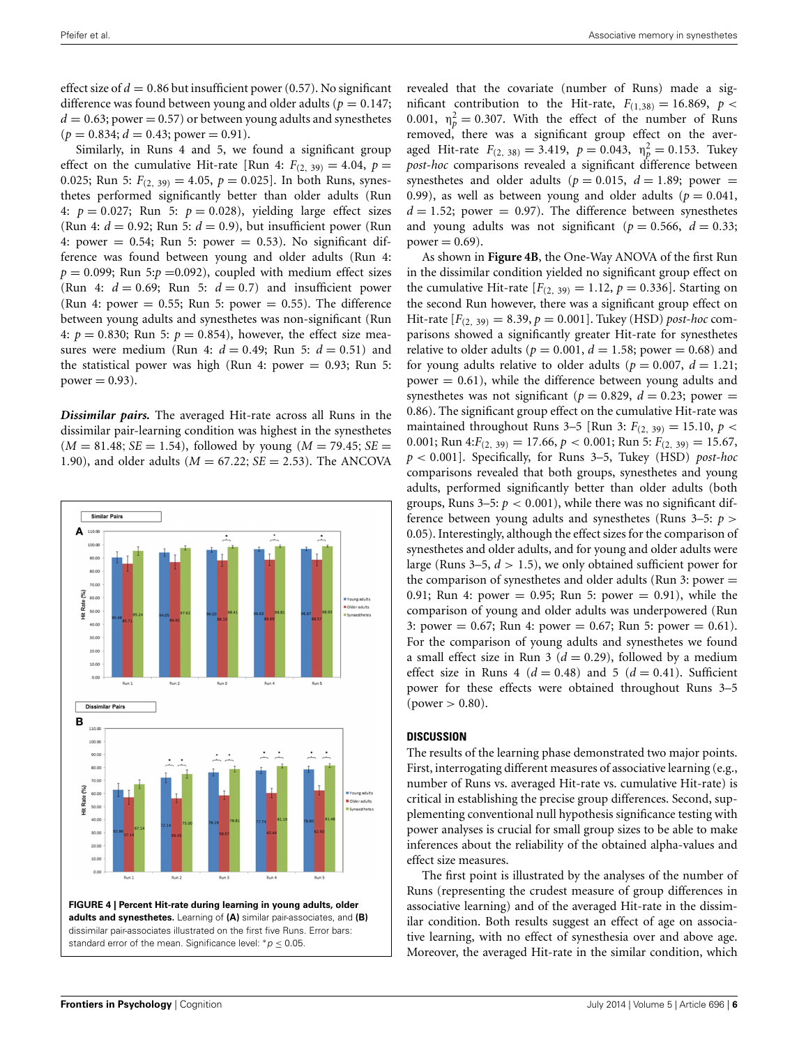effect size of $d = 0.86$ but insufficient power (0.57). No significant difference was found between young and older adults ($p = 0.147$; $d = 0.63$; power = 0.57) or between young adults and synesthetes ($p = 0.834$; $d = 0.43$; power = 0.91).

Similarly, in Runs 4 and 5, we found a significant group effect on the cumulative Hit-rate [Run 4: $F_{(2, 39)} = 4.04$, $p = 0.025$; Run 5: $F_{(2, 39)} = 4.05$, $p = 0.025$]. In both Runs, synesthetes performed significantly better than older adults (Run 4: $p = 0.027$; Run 5: $p = 0.028$), yielding large effect sizes (Run 4: $d = 0.92$; Run 5: $d = 0.9$), but insufficient power (Run 4: power = 0.54; Run 5: power = 0.53). No significant difference was found between young and older adults (Run 4: $p = 0.099$; Run 5:$p$ =0.092), coupled with medium effect sizes (Run 4: $d = 0.69$; Run 5: $d = 0.7$) and insufficient power (Run 4: power = 0.55; Run 5: power = 0.55). The difference between young adults and synesthetes was non-significant (Run 4: $p = 0.830$; Run 5: $p = 0.854$), however, the effect size measures were medium (Run 4: $d = 0.49$; Run 5: $d = 0.51$) and the statistical power was high (Run 4: power = 0.93; Run 5: power = 0.93).

***Dissimilar pairs.*** The averaged Hit-rate across all Runs in the dissimilar pair-learning condition was highest in the synesthetes ($M = 81.48$; $SE = 1.54$), followed by young ($M = 79.45$; $SE = 1.90$), and older adults ($M = 67.22$; $SE = 2.53$). The ANCOVA revealed that the covariate (number of Runs) made a significant contribution to the Hit-rate, $F_{(1,38)} = 16.869$, $p < 0.001$, $\eta_p^2 = 0.307$. With the effect of the number of Runs removed, there was a significant group effect on the averaged Hit-rate $F_{(2, 38)} = 3.419$, $p = 0.043$, $\eta_p^2 = 0.153$. Tukey *post-hoc* comparisons revealed a significant difference between synesthetes and older adults ($p = 0.015$, $d = 1.89$; power = 0.99), as well as between young and older adults ($p = 0.041$, $d = 1.52$; power = 0.97). The difference between synesthetes and young adults was not significant ($p = 0.566$, $d = 0.33$; power = 0.69).

As shown in **Figure 4B**, the One-Way ANOVA of the first Run in the dissimilar condition yielded no significant group effect on the cumulative Hit-rate [$F_{(2, 39)} = 1.12$, $p = 0.336$]. Starting on the second Run however, there was a significant group effect on Hit-rate [$F_{(2, 39)} = 8.39$, $p = 0.001$]. Tukey (HSD) *post-hoc* comparisons showed a significantly greater Hit-rate for synesthetes relative to older adults ($p = 0.001$, $d = 1.58$; power = 0.68) and for young adults relative to older adults ($p = 0.007$, $d = 1.21$; power = 0.61), while the difference between young adults and synesthetes was not significant ($p = 0.829$, $d = 0.23$; power = 0.86). The significant group effect on the cumulative Hit-rate was maintained throughout Runs 3–5 [Run 3: $F_{(2, 39)} = 15.10$, $p < 0.001$; Run 4:$F_{(2, 39)} = 17.66$, $p < 0.001$; Run 5: $F_{(2, 39)} = 15.67$, $p < 0.001$]. Specifically, for Runs 3–5, Tukey (HSD) *post-hoc* comparisons revealed that both groups, synesthetes and young adults, performed significantly better than older adults (both groups, Runs 3–5: $p < 0.001$), while there was no significant difference between young adults and synesthetes (Runs 3–5: $p > 0.05$). Interestingly, although the effect sizes for the comparison of synesthetes and older adults, and for young and older adults were large (Runs 3–5, $d > 1.5$), we only obtained sufficient power for the comparison of synesthetes and older adults (Run 3: power = 0.91; Run 4: power = 0.95; Run 5: power = 0.91), while the comparison of young and older adults was underpowered (Run 3: power = 0.67; Run 4: power = 0.67; Run 5: power = 0.61). For the comparison of young adults and synesthetes we found a small effect size in Run 3 ($d = 0.29$), followed by a medium effect size in Runs 4 ($d = 0.48$) and 5 ($d = 0.41$). Sufficient power for these effects were obtained throughout Runs 3–5 (power > 0.80).

**FIGURE 4 | Percent Hit-rate during learning in young adults, older adults and synesthetes.** Learning of **(A)** similar pair-associates, and **(B)** dissimilar pair-associates illustrated on the first five Runs. Error bars: standard error of the mean. Significance level: *$p \leq 0.05$.

## DISCUSSION

The results of the learning phase demonstrated two major points. First, interrogating different measures of associative learning (e.g., number of Runs vs. averaged Hit-rate vs. cumulative Hit-rate) is critical in establishing the precise group differences. Second, supplementing conventional null hypothesis significance testing with power analyses is crucial for small group sizes to be able to make inferences about the reliability of the obtained alpha-values and effect size measures.

The first point is illustrated by the analyses of the number of Runs (representing the crudest measure of group differences in associative learning) and of the averaged Hit-rate in the dissimilar condition. Both results suggest an effect of age on associative learning, with no effect of synesthesia over and above age. Moreover, the averaged Hit-rate in the similar condition, which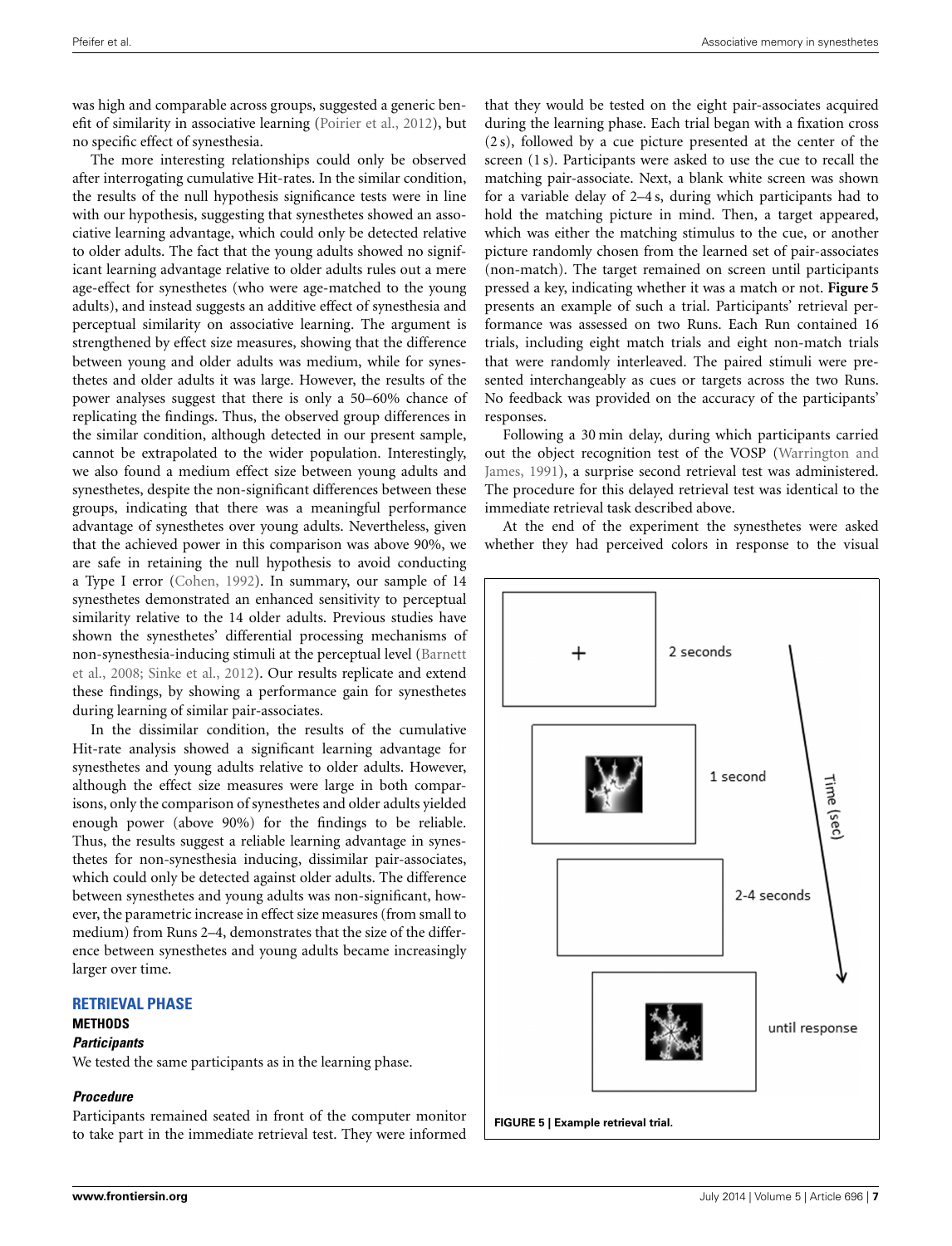was high and comparable across groups, suggested a generic benefit of similarity in associative learning (Poirier et al., 2012), but no specific effect of synesthesia.

The more interesting relationships could only be observed after interrogating cumulative Hit-rates. In the similar condition, the results of the null hypothesis significance tests were in line with our hypothesis, suggesting that synesthetes showed an associative learning advantage, which could only be detected relative to older adults. The fact that the young adults showed no significant learning advantage relative to older adults rules out a mere age-effect for synesthetes (who were age-matched to the young adults), and instead suggests an additive effect of synesthesia and perceptual similarity on associative learning. The argument is strengthened by effect size measures, showing that the difference between young and older adults was medium, while for synesthetes and older adults it was large. However, the results of the power analyses suggest that there is only a 50–60% chance of replicating the findings. Thus, the observed group differences in the similar condition, although detected in our present sample, cannot be extrapolated to the wider population. Interestingly, we also found a medium effect size between young adults and synesthetes, despite the non-significant differences between these groups, indicating that there was a meaningful performance advantage of synesthetes over young adults. Nevertheless, given that the achieved power in this comparison was above 90%, we are safe in retaining the null hypothesis to avoid conducting a Type I error (Cohen, 1992). In summary, our sample of 14 synesthetes demonstrated an enhanced sensitivity to perceptual similarity relative to the 14 older adults. Previous studies have shown the synesthetes' differential processing mechanisms of non-synesthesia-inducing stimuli at the perceptual level (Barnett et al., 2008; Sinke et al., 2012). Our results replicate and extend these findings, by showing a performance gain for synesthetes during learning of similar pair-associates.

In the dissimilar condition, the results of the cumulative Hit-rate analysis showed a significant learning advantage for synesthetes and young adults relative to older adults. However, although the effect size measures were large in both comparisons, only the comparison of synesthetes and older adults yielded enough power (above 90%) for the findings to be reliable. Thus, the results suggest a reliable learning advantage in synesthetes for non-synesthesia inducing, dissimilar pair-associates, which could only be detected against older adults. The difference between synesthetes and young adults was non-significant, however, the parametric increase in effect size measures (from small to medium) from Runs 2–4, demonstrates that the size of the difference between synesthetes and young adults became increasingly larger over time.

## RETRIEVAL PHASE

### METHODS

#### *Participants*

We tested the same participants as in the learning phase.

#### *Procedure*

Participants remained seated in front of the computer monitor to take part in the immediate retrieval test. They were informed that they would be tested on the eight pair-associates acquired during the learning phase. Each trial began with a fixation cross (2 s), followed by a cue picture presented at the center of the screen (1 s). Participants were asked to use the cue to recall the matching pair-associate. Next, a blank white screen was shown for a variable delay of 2–4 s, during which participants had to hold the matching picture in mind. Then, a target appeared, which was either the matching stimulus to the cue, or another picture randomly chosen from the learned set of pair-associates (non-match). The target remained on screen until participants pressed a key, indicating whether it was a match or not. **Figure 5** presents an example of such a trial. Participants' retrieval performance was assessed on two Runs. Each Run contained 16 trials, including eight match trials and eight non-match trials that were randomly interleaved. The paired stimuli were presented interchangeably as cues or targets across the two Runs. No feedback was provided on the accuracy of the participants' responses.

Following a 30 min delay, during which participants carried out the object recognition test of the VOSP (Warrington and James, 1991), a surprise second retrieval test was administered. The procedure for this delayed retrieval test was identical to the immediate retrieval task described above.

At the end of the experiment the synesthetes were asked whether they had perceived colors in response to the visual

**FIGURE 5 | Example retrieval trial.**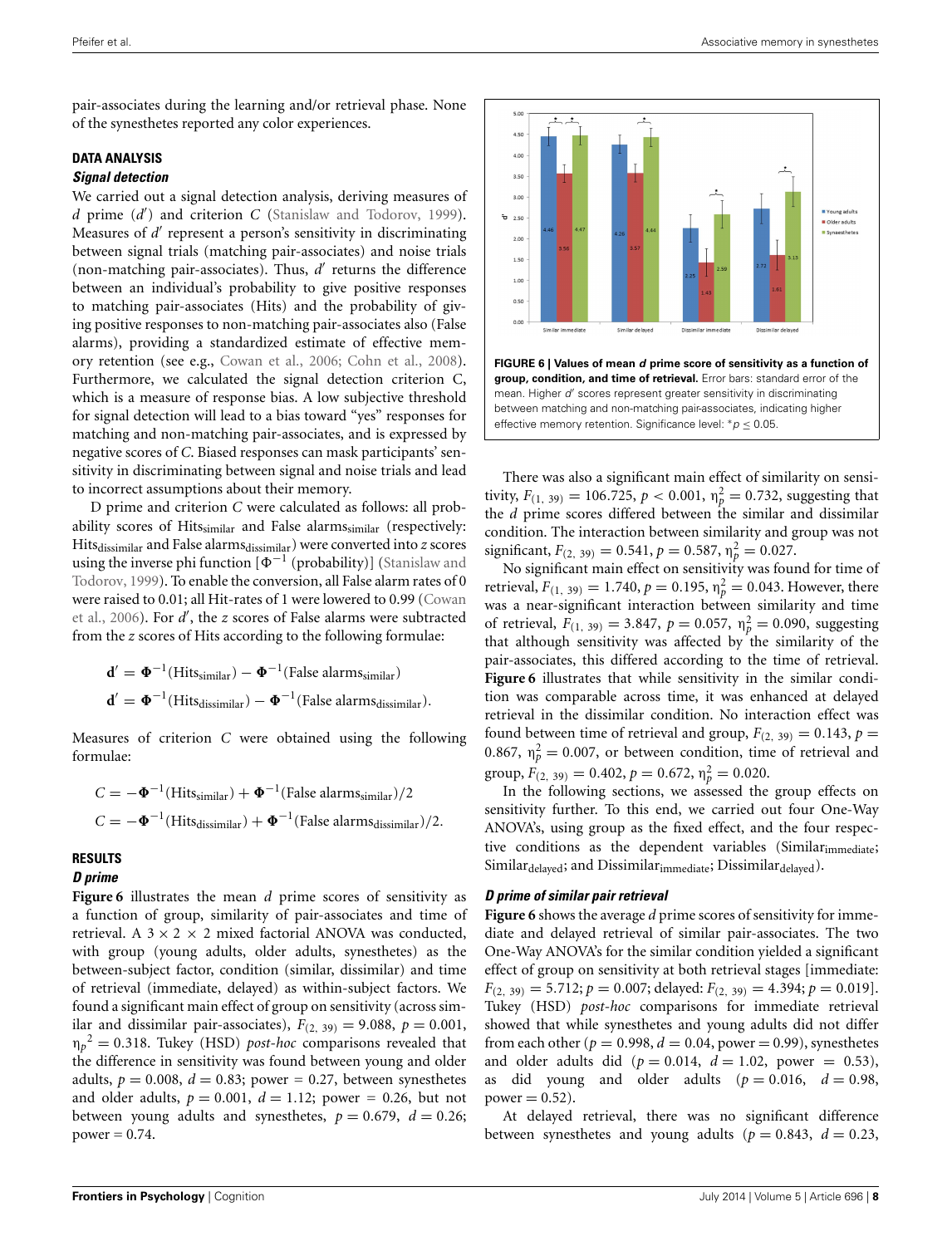pair-associates during the learning and/or retrieval phase. None of the synesthetes reported any color experiences.

### DATA ANALYSIS

#### *Signal detection*

We carried out a signal detection analysis, deriving measures of *d* prime ($d'$) and criterion *C* (Stanislaw and Todorov, 1999). Measures of $d'$ represent a person's sensitivity in discriminating between signal trials (matching pair-associates) and noise trials (non-matching pair-associates). Thus, $d'$ returns the difference between an individual's probability to give positive responses to matching pair-associates (Hits) and the probability of giving positive responses to non-matching pair-associates also (False alarms), providing a standardized estimate of effective memory retention (see e.g., Cowan et al., 2006; Cohn et al., 2008). Furthermore, we calculated the signal detection criterion C, which is a measure of response bias. A low subjective threshold for signal detection will lead to a bias toward "yes" responses for matching and non-matching pair-associates, and is expressed by negative scores of *C*. Biased responses can mask participants' sensitivity in discriminating between signal and noise trials and lead to incorrect assumptions about their memory.

D prime and criterion *C* were calculated as follows: all probability scores of $\text{Hits}_{\text{similar}}$ and False $\text{alarms}_{\text{similar}}$ (respectively: $\text{Hits}_{\text{dissimilar}}$ and False $\text{alarms}_{\text{dissimilar}}$) were converted into *z* scores using the inverse phi function [$\Phi^{-1}$ (probability)] (Stanislaw and Todorov, 1999). To enable the conversion, all False alarm rates of 0 were raised to 0.01; all Hit-rates of 1 were lowered to 0.99 (Cowan et al., 2006). For $d'$, the *z* scores of False alarms were subtracted from the *z* scores of Hits according to the following formulae:

$$\mathbf{d}' = \mathbf{\Phi}^{-1}(\text{Hits}_{\text{similar}}) - \mathbf{\Phi}^{-1}(\text{False alarms}_{\text{similar}})$$

$$\mathbf{d}' = \mathbf{\Phi}^{-1}(\text{Hits}_{\text{dissimilar}}) - \mathbf{\Phi}^{-1}(\text{False alarms}_{\text{dissimilar}}).$$

Measures of criterion *C* were obtained using the following formulae:

$$C = -\mathbf{\Phi}^{-1}(\text{Hits}_{\text{similar}}) + \mathbf{\Phi}^{-1}(\text{False alarms}_{\text{similar}})/2$$

$$C = -\mathbf{\Phi}^{-1}(\text{Hits}_{\text{dissimilar}}) + \mathbf{\Phi}^{-1}(\text{False alarms}_{\text{dissimilar}})/2.$$

### RESULTS

#### *D prime*

**Figure 6** illustrates the mean *d* prime scores of sensitivity as a function of group, similarity of pair-associates and time of retrieval. A 3 × 2 × 2 mixed factorial ANOVA was conducted, with group (young adults, older adults, synesthetes) as the between-subject factor, condition (similar, dissimilar) and time of retrieval (immediate, delayed) as within-subject factors. We found a significant main effect of group on sensitivity (across similar and dissimilar pair-associates), $F_{(2,\ 39)} = 9.088$, $p = 0.001$, $\eta_p^2 = 0.318$. Tukey (HSD) *post-hoc* comparisons revealed that the difference in sensitivity was found between young and older adults, $p = 0.008$, $d = 0.83$; power = 0.27, between synesthetes and older adults, $p = 0.001$, $d = 1.12$; power = 0.26, but not between young adults and synesthetes, $p = 0.679$, $d = 0.26$; power = 0.74.

**FIGURE 6 | Values of mean *d* prime score of sensitivity as a function of group, condition, and time of retrieval.** Error bars: standard error of the mean. Higher $d'$ scores represent greater sensitivity in discriminating between matching and non-matching pair-associates, indicating higher effective memory retention. Significance level: $^{*}p \leq 0.05$.

There was also a significant main effect of similarity on sensitivity, $F_{(1,\ 39)} = 106.725$, $p < 0.001$, $\eta_p^2 = 0.732$, suggesting that the *d* prime scores differed between the similar and dissimilar condition. The interaction between similarity and group was not significant, $F_{(2,\ 39)} = 0.541$, $p = 0.587$, $\eta_p^2 = 0.027$.

No significant main effect on sensitivity was found for time of retrieval, $F_{(1,\ 39)} = 1.740$, $p = 0.195$, $\eta_p^2 = 0.043$. However, there was a near-significant interaction between similarity and time of retrieval, $F_{(1,\ 39)} = 3.847$, $p = 0.057$, $\eta_p^2 = 0.090$, suggesting that although sensitivity was affected by the similarity of the pair-associates, this differed according to the time of retrieval. **Figure 6** illustrates that while sensitivity in the similar condition was comparable across time, it was enhanced at delayed retrieval in the dissimilar condition. No interaction effect was found between time of retrieval and group, $F_{(2,\ 39)} = 0.143$, $p = 0.867$, $\eta_p^2 = 0.007$, or between condition, time of retrieval and group, $F_{(2,\ 39)} = 0.402$, $p = 0.672$, $\eta_p^2 = 0.020$.

In the following sections, we assessed the group effects on sensitivity further. To this end, we carried out four One-Way ANOVA's, using group as the fixed effect, and the four respective conditions as the dependent variables ($\text{Similar}_{\text{immediate}}$; $\text{Similar}_{\text{delayed}}$; and $\text{Dissimilar}_{\text{immediate}}$; $\text{Dissimilar}_{\text{delayed}}$).

#### *D prime of similar pair retrieval*

**Figure 6** shows the average *d* prime scores of sensitivity for immediate and delayed retrieval of similar pair-associates. The two One-Way ANOVA's for the similar condition yielded a significant effect of group on sensitivity at both retrieval stages [immediate: $F_{(2,\ 39)} = 5.712$; $p = 0.007$; delayed: $F_{(2,\ 39)} = 4.394$; $p = 0.019$]. Tukey (HSD) *post-hoc* comparisons for immediate retrieval showed that while synesthetes and young adults did not differ from each other ($p = 0.998$, $d = 0.04$, power = 0.99), synesthetes and older adults did ($p = 0.014$, $d = 1.02$, power = 0.53), as did young and older adults ($p = 0.016$, $d = 0.98$, power = 0.52).

At delayed retrieval, there was no significant difference between synesthetes and young adults ($p = 0.843$, $d = 0.23$,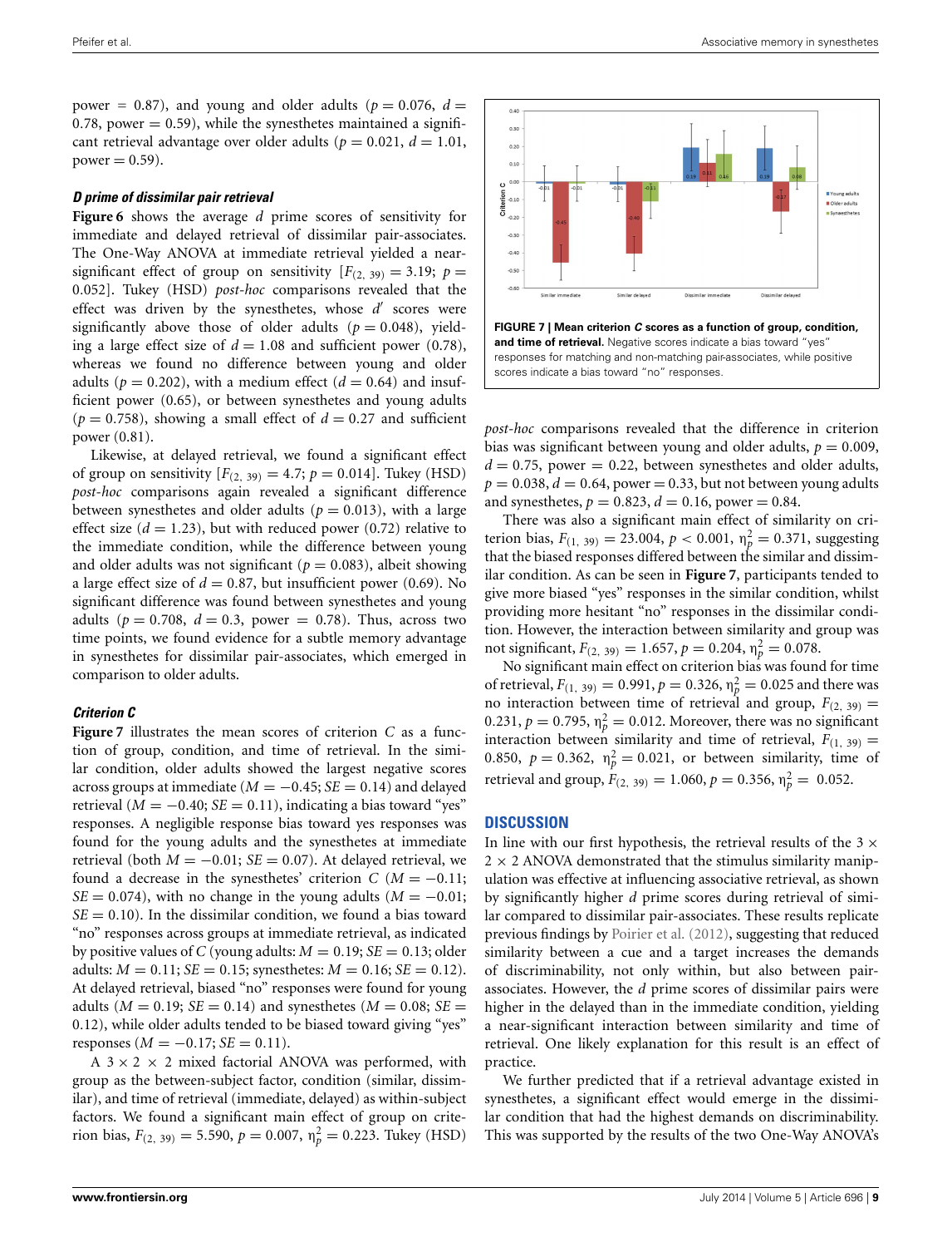power = 0.87), and young and older adults ($p = 0.076$, $d = 0.78$, power = 0.59), while the synesthetes maintained a significant retrieval advantage over older adults ($p = 0.021$, $d = 1.01$, power = 0.59).

#### *D prime of dissimilar pair retrieval*

**Figure 6** shows the average *d* prime scores of sensitivity for immediate and delayed retrieval of dissimilar pair-associates. The One-Way ANOVA at immediate retrieval yielded a near-significant effect of group on sensitivity [$F_{(2, 39)} = 3.19$; $p = 0.052$]. Tukey (HSD) *post-hoc* comparisons revealed that the effect was driven by the synesthetes, whose $d'$ scores were significantly above those of older adults ($p = 0.048$), yielding a large effect size of $d = 1.08$ and sufficient power (0.78), whereas we found no difference between young and older adults ($p = 0.202$), with a medium effect ($d = 0.64$) and insufficient power (0.65), or between synesthetes and young adults ($p = 0.758$), showing a small effect of $d = 0.27$ and sufficient power (0.81).

Likewise, at delayed retrieval, we found a significant effect of group on sensitivity [$F_{(2, 39)} = 4.7$; $p = 0.014$]. Tukey (HSD) *post-hoc* comparisons again revealed a significant difference between synesthetes and older adults ($p = 0.013$), with a large effect size ($d = 1.23$), but with reduced power (0.72) relative to the immediate condition, while the difference between young and older adults was not significant ($p = 0.083$), albeit showing a large effect size of $d = 0.87$, but insufficient power (0.69). No significant difference was found between synesthetes and young adults ($p = 0.708$, $d = 0.3$, power = 0.78). Thus, across two time points, we found evidence for a subtle memory advantage in synesthetes for dissimilar pair-associates, which emerged in comparison to older adults.

#### *Criterion C*

**Figure 7** illustrates the mean scores of criterion *C* as a function of group, condition, and time of retrieval. In the similar condition, older adults showed the largest negative scores across groups at immediate ($M = -0.45$; $SE = 0.14$) and delayed retrieval ($M = -0.40$; $SE = 0.11$), indicating a bias toward "yes" responses. A negligible response bias toward yes responses was found for the young adults and the synesthetes at immediate retrieval (both $M = -0.01$; $SE = 0.07$). At delayed retrieval, we found a decrease in the synesthetes' criterion *C* ($M = -0.11$; $SE = 0.074$), with no change in the young adults ($M = -0.01$; $SE = 0.10$). In the dissimilar condition, we found a bias toward "no" responses across groups at immediate retrieval, as indicated by positive values of *C* (young adults: $M = 0.19$; $SE = 0.13$; older adults: $M = 0.11$; $SE = 0.15$; synesthetes: $M = 0.16$; $SE = 0.12$). At delayed retrieval, biased "no" responses were found for young adults ($M = 0.19$) and synesthetes ($M = 0.08$; $SE = 0.12$), while older adults tended to be biased toward giving "yes" responses ($M = -0.17$; $SE = 0.11$).

A 3 × 2 × 2 mixed factorial ANOVA was performed, with group as the between-subject factor, condition (similar, dissimilar), and time of retrieval (immediate, delayed) as within-subject factors. We found a significant main effect of group on criterion bias, $F_{(2, 39)} = 5.590$, $p = 0.007$, $\eta_p^2 = 0.223$. Tukey (HSD) *post-hoc* comparisons revealed that the difference in criterion bias was significant between young and older adults, $p = 0.009$, $d = 0.75$, power = 0.22, between synesthetes and older adults, $p = 0.038$, $d = 0.64$, power = 0.33, but not between young adults and synesthetes, $p = 0.823$, $d = 0.16$, power = 0.84.

There was also a significant main effect of similarity on criterion bias, $F_{(1, 39)} = 23.004$, $p < 0.001$, $\eta_p^2 = 0.371$, suggesting that the biased responses differed between the similar and dissimilar condition. As can be seen in **Figure 7**, participants tended to give more biased "yes" responses in the similar condition, whilst providing more hesitant "no" responses in the dissimilar condition. However, the interaction between similarity and group was not significant, $F_{(2, 39)} = 1.657$, $p = 0.204$, $\eta_p^2 = 0.078$.

No significant main effect on criterion bias was found for time of retrieval, $F_{(1, 39)} = 0.991$, $p = 0.326$, $\eta_p^2 = 0.025$ and there was no interaction between time of retrieval and group, $F_{(2, 39)} = 0.231$, $p = 0.795$, $\eta_p^2 = 0.012$. Moreover, there was no significant interaction between similarity and time of retrieval, $F_{(1, 39)} = 0.850$, $p = 0.362$, $\eta_p^2 = 0.021$, or between similarity, time of retrieval and group, $F_{(2, 39)} = 1.060$, $p = 0.356$, $\eta_p^2 = 0.052$.

**FIGURE 7 | Mean criterion *C* scores as a function of group, condition, and time of retrieval.** Negative scores indicate a bias toward "yes" responses for matching and non-matching pair-associates, while positive scores indicate a bias toward "no" responses.

## DISCUSSION

In line with our first hypothesis, the retrieval results of the 3 × 2 × 2 ANOVA demonstrated that the stimulus similarity manipulation was effective at influencing associative retrieval, as shown by significantly higher *d* prime scores during retrieval of similar compared to dissimilar pair-associates. These results replicate previous findings by Poirier et al. (2012), suggesting that reduced similarity between a cue and a target increases the demands of discriminability, not only within, but also between pair-associates. However, the *d* prime scores of dissimilar pairs were higher in the delayed than in the immediate condition, yielding a near-significant interaction between similarity and time of retrieval. One likely explanation for this result is an effect of practice.

We further predicted that if a retrieval advantage existed in synesthetes, a significant effect would emerge in the dissimilar condition that had the highest demands on discriminability. This was supported by the results of the two One-Way ANOVA's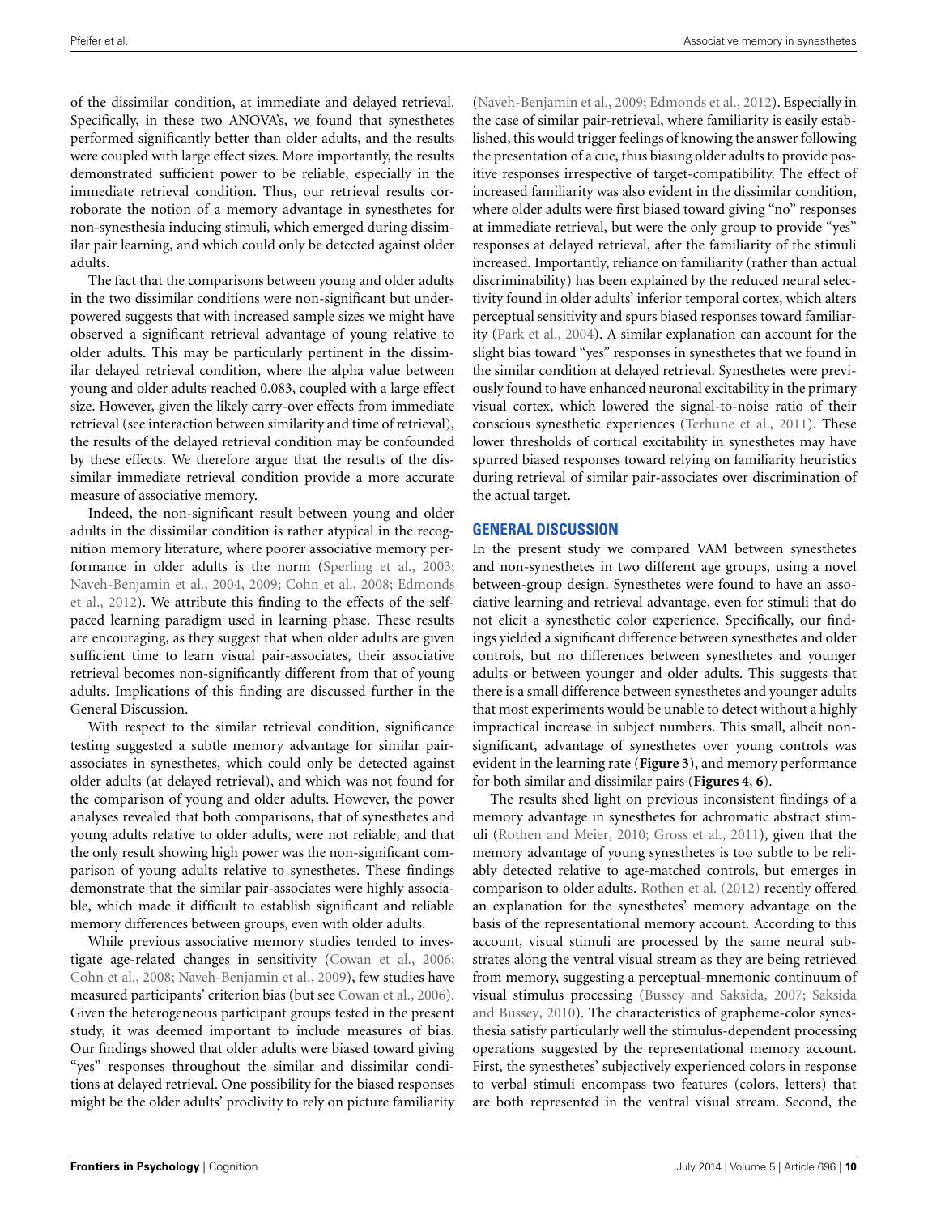of the dissimilar condition, at immediate and delayed retrieval. Specifically, in these two ANOVA's, we found that synesthetes performed significantly better than older adults, and the results were coupled with large effect sizes. More importantly, the results demonstrated sufficient power to be reliable, especially in the immediate retrieval condition. Thus, our retrieval results corroborate the notion of a memory advantage in synesthetes for non-synesthesia inducing stimuli, which emerged during dissimilar pair learning, and which could only be detected against older adults.

The fact that the comparisons between young and older adults in the two dissimilar conditions were non-significant but underpowered suggests that with increased sample sizes we might have observed a significant retrieval advantage of young relative to older adults. This may be particularly pertinent in the dissimilar delayed retrieval condition, where the alpha value between young and older adults reached 0.083, coupled with a large effect size. However, given the likely carry-over effects from immediate retrieval (see interaction between similarity and time of retrieval), the results of the delayed retrieval condition may be confounded by these effects. We therefore argue that the results of the dissimilar immediate retrieval condition provide a more accurate measure of associative memory.

Indeed, the non-significant result between young and older adults in the dissimilar condition is rather atypical in the recognition memory literature, where poorer associative memory performance in older adults is the norm (Sperling et al., 2003; Naveh-Benjamin et al., 2004, 2009; Cohn et al., 2008; Edmonds et al., 2012). We attribute this finding to the effects of the self-paced learning paradigm used in learning phase. These results are encouraging, as they suggest that when older adults are given sufficient time to learn visual pair-associates, their associative retrieval becomes non-significantly different from that of young adults. Implications of this finding are discussed further in the General Discussion.

With respect to the similar retrieval condition, significance testing suggested a subtle memory advantage for similar pair-associates in synesthetes, which could only be detected against older adults (at delayed retrieval), and which was not found for the comparison of young and older adults. However, the power analyses revealed that both comparisons, that of synesthetes and young adults relative to older adults, were not reliable, and that the only result showing high power was the non-significant comparison of young adults relative to synesthetes. These findings demonstrate that the similar pair-associates were highly associable, which made it difficult to establish significant and reliable memory differences between groups, even with older adults.

While previous associative memory studies tended to investigate age-related changes in sensitivity (Cowan et al., 2006; Cohn et al., 2008; Naveh-Benjamin et al., 2009), few studies have measured participants' criterion bias (but see Cowan et al., 2006). Given the heterogeneous participant groups tested in the present study, it was deemed important to include measures of bias. Our findings showed that older adults were biased toward giving "yes" responses throughout the similar and dissimilar conditions at delayed retrieval. One possibility for the biased responses might be the older adults' proclivity to rely on picture familiarity (Naveh-Benjamin et al., 2009; Edmonds et al., 2012). Especially in the case of similar pair-retrieval, where familiarity is easily established, this would trigger feelings of knowing the answer following the presentation of a cue, thus biasing older adults to provide positive responses irrespective of target-compatibility. The effect of increased familiarity was also evident in the dissimilar condition, where older adults were first biased toward giving "no" responses at immediate retrieval, but were the only group to provide "yes" responses at delayed retrieval, after the familiarity of the stimuli increased. Importantly, reliance on familiarity (rather than actual discriminability) has been explained by the reduced neural selectivity found in older adults' inferior temporal cortex, which alters perceptual sensitivity and spurs biased responses toward familiarity (Park et al., 2004). A similar explanation can account for the slight bias toward "yes" responses in synesthetes that we found in the similar condition at delayed retrieval. Synesthetes were previously found to have enhanced neuronal excitability in the primary visual cortex, which lowered the signal-to-noise ratio of their conscious synesthetic experiences (Terhune et al., 2011). These lower thresholds of cortical excitability in synesthetes may have spurred biased responses toward relying on familiarity heuristics during retrieval of similar pair-associates over discrimination of the actual target.

## GENERAL DISCUSSION

In the present study we compared VAM between synesthetes and non-synesthetes in two different age groups, using a novel between-group design. Synesthetes were found to have an associative learning and retrieval advantage, even for stimuli that do not elicit a synesthetic color experience. Specifically, our findings yielded a significant difference between synesthetes and older controls, but no differences between synesthetes and younger adults or between younger and older adults. This suggests that there is a small difference between synesthetes and younger adults that most experiments would be unable to detect without a highly impractical increase in subject numbers. This small, albeit non-significant, advantage of synesthetes over young controls was evident in the learning rate (**Figure 3**), and memory performance for both similar and dissimilar pairs (**Figures 4**, **6**).

The results shed light on previous inconsistent findings of a memory advantage in synesthetes for achromatic abstract stimuli (Rothen and Meier, 2010; Gross et al., 2011), given that the memory advantage of young synesthetes is too subtle to be reliably detected relative to age-matched controls, but emerges in comparison to older adults. Rothen et al. (2012) recently offered an explanation for the synesthetes' memory advantage on the basis of the representational memory account. According to this account, visual stimuli are processed by the same neural substrates along the ventral visual stream as they are being retrieved from memory, suggesting a perceptual-mnemonic continuum of visual stimulus processing (Bussey and Saksida, 2007; Saksida and Bussey, 2010). The characteristics of grapheme-color synesthesia satisfy particularly well the stimulus-dependent processing operations suggested by the representational memory account. First, the synesthetes' subjectively experienced colors in response to verbal stimuli encompass two features (colors, letters) that are both represented in the ventral visual stream. Second, the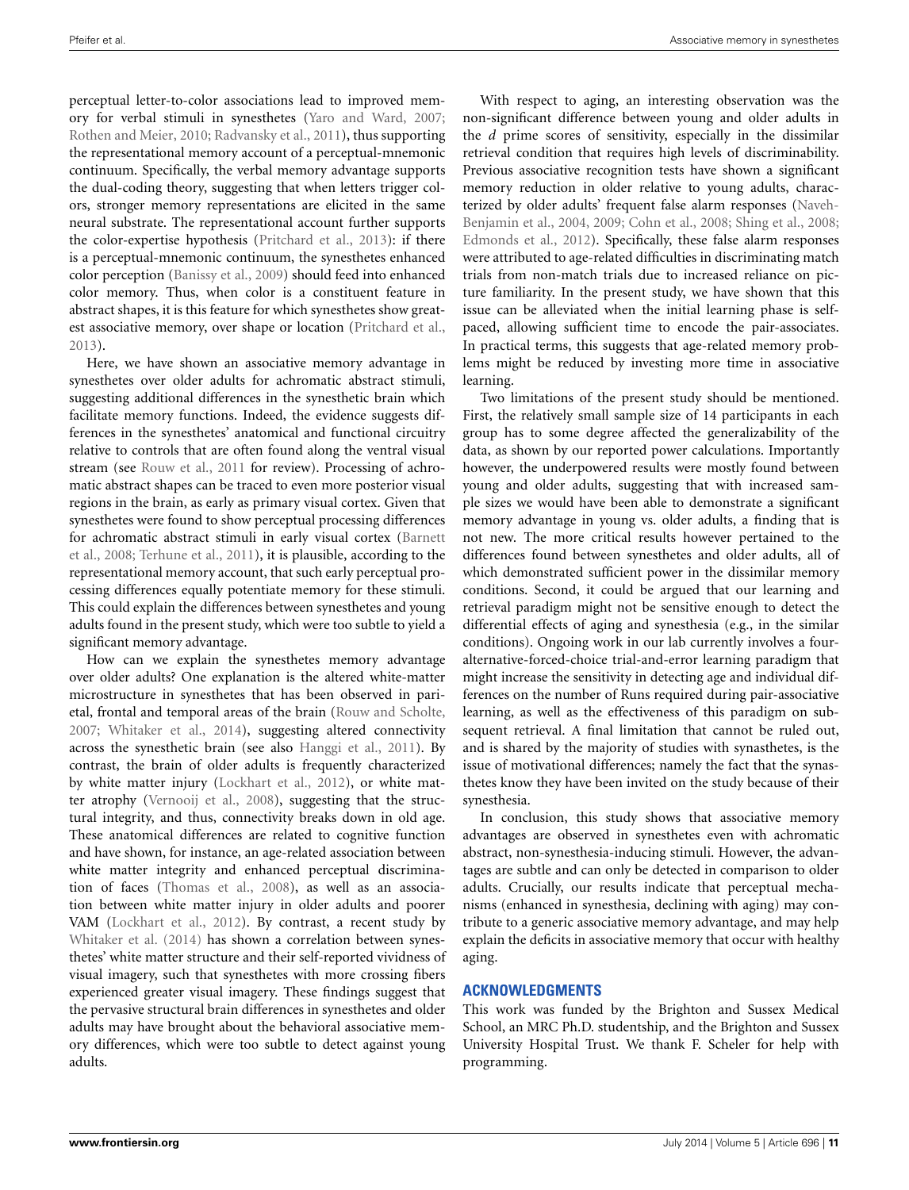perceptual letter-to-color associations lead to improved memory for verbal stimuli in synesthetes (Yaro and Ward, 2007; Rothen and Meier, 2010; Radvansky et al., 2011), thus supporting the representational memory account of a perceptual-mnemonic continuum. Specifically, the verbal memory advantage supports the dual-coding theory, suggesting that when letters trigger colors, stronger memory representations are elicited in the same neural substrate. The representational account further supports the color-expertise hypothesis (Pritchard et al., 2013): if there is a perceptual-mnemonic continuum, the synesthetes enhanced color perception (Banissy et al., 2009) should feed into enhanced color memory. Thus, when color is a constituent feature in abstract shapes, it is this feature for which synesthetes show greatest associative memory, over shape or location (Pritchard et al., 2013).

Here, we have shown an associative memory advantage in synesthetes over older adults for achromatic abstract stimuli, suggesting additional differences in the synesthetic brain which facilitate memory functions. Indeed, the evidence suggests differences in the synesthetes' anatomical and functional circuitry relative to controls that are often found along the ventral visual stream (see Rouw et al., 2011 for review). Processing of achromatic abstract shapes can be traced to even more posterior visual regions in the brain, as early as primary visual cortex. Given that synesthetes were found to show perceptual processing differences for achromatic abstract stimuli in early visual cortex (Barnett et al., 2008; Terhune et al., 2011), it is plausible, according to the representational memory account, that such early perceptual processing differences equally potentiate memory for these stimuli. This could explain the differences between synesthetes and young adults found in the present study, which were too subtle to yield a significant memory advantage.

How can we explain the synesthetes memory advantage over older adults? One explanation is the altered white-matter microstructure in synesthetes that has been observed in parietal, frontal and temporal areas of the brain (Rouw and Scholte, 2007; Whitaker et al., 2014), suggesting altered connectivity across the synesthetic brain (see also Hanggi et al., 2011). By contrast, the brain of older adults is frequently characterized by white matter injury (Lockhart et al., 2012), or white matter atrophy (Vernooij et al., 2008), suggesting that the structural integrity, and thus, connectivity breaks down in old age. These anatomical differences are related to cognitive function and have shown, for instance, an age-related association between white matter integrity and enhanced perceptual discrimination of faces (Thomas et al., 2008), as well as an association between white matter injury in older adults and poorer VAM (Lockhart et al., 2012). By contrast, a recent study by Whitaker et al. (2014) has shown a correlation between synesthetes' white matter structure and their self-reported vividness of visual imagery, such that synesthetes with more crossing fibers experienced greater visual imagery. These findings suggest that the pervasive structural brain differences in synesthetes and older adults may have brought about the behavioral associative memory differences, which were too subtle to detect against young adults.

With respect to aging, an interesting observation was the non-significant difference between young and older adults in the *d* prime scores of sensitivity, especially in the dissimilar retrieval condition that requires high levels of discriminability. Previous associative recognition tests have shown a significant memory reduction in older relative to young adults, characterized by older adults' frequent false alarm responses (Naveh-Benjamin et al., 2004, 2009; Cohn et al., 2008; Shing et al., 2008; Edmonds et al., 2012). Specifically, these false alarm responses were attributed to age-related difficulties in discriminating match trials from non-match trials due to increased reliance on picture familiarity. In the present study, we have shown that this issue can be alleviated when the initial learning phase is self-paced, allowing sufficient time to encode the pair-associates. In practical terms, this suggests that age-related memory problems might be reduced by investing more time in associative learning.

Two limitations of the present study should be mentioned. First, the relatively small sample size of 14 participants in each group has to some degree affected the generalizability of the data, as shown by our reported power calculations. Importantly however, the underpowered results were mostly found between young and older adults, suggesting that with increased sample sizes we would have been able to demonstrate a significant memory advantage in young vs. older adults, a finding that is not new. The more critical results however pertained to the differences found between synesthetes and older adults, all of which demonstrated sufficient power in the dissimilar memory conditions. Second, it could be argued that our learning and retrieval paradigm might not be sensitive enough to detect the differential effects of aging and synesthesia (e.g., in the similar conditions). Ongoing work in our lab currently involves a four-alternative-forced-choice trial-and-error learning paradigm that might increase the sensitivity in detecting age and individual differences on the number of Runs required during pair-associative learning, as well as the effectiveness of this paradigm on subsequent retrieval. A final limitation that cannot be ruled out, and is shared by the majority of studies with synasthetes, is the issue of motivational differences; namely the fact that the synasthetes know they have been invited on the study because of their synesthesia.

In conclusion, this study shows that associative memory advantages are observed in synesthetes even with achromatic abstract, non-synesthesia-inducing stimuli. However, the advantages are subtle and can only be detected in comparison to older adults. Crucially, our results indicate that perceptual mechanisms (enhanced in synesthesia, declining with aging) may contribute to a generic associative memory advantage, and may help explain the deficits in associative memory that occur with healthy aging.

## ACKNOWLEDGMENTS

This work was funded by the Brighton and Sussex Medical School, an MRC Ph.D. studentship, and the Brighton and Sussex University Hospital Trust. We thank F. Scheler for help with programming.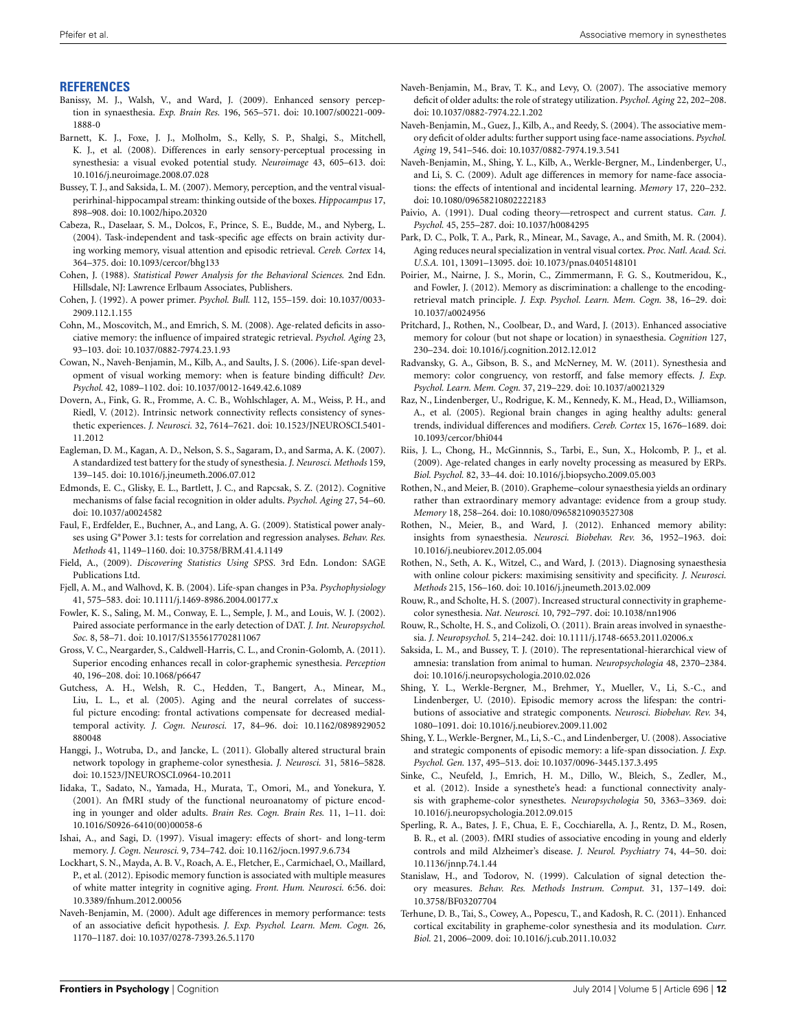## REFERENCES

Banissy, M. J., Walsh, V., and Ward, J. (2009). Enhanced sensory perception in synaesthesia. *Exp. Brain Res.* 196, 565–571. doi: 10.1007/s00221-009-1888-0

Barnett, K. J., Foxe, J. J., Molholm, S., Kelly, S. P., Shalgi, S., Mitchell, K. J., et al. (2008). Differences in early sensory-perceptual processing in synesthesia: a visual evoked potential study. *Neuroimage* 43, 605–613. doi: 10.1016/j.neuroimage.2008.07.028

Bussey, T. J., and Saksida, L. M. (2007). Memory, perception, and the ventral visual-perirhinal-hippocampal stream: thinking outside of the boxes. *Hippocampus* 17, 898–908. doi: 10.1002/hipo.20320

Cabeza, R., Daselaar, S. M., Dolcos, F., Prince, S. E., Budde, M., and Nyberg, L. (2004). Task-independent and task-specific age effects on brain activity during working memory, visual attention and episodic retrieval. *Cereb. Cortex* 14, 364–375. doi: 10.1093/cercor/bhg133

Cohen, J. (1988). *Statistical Power Analysis for the Behavioral Sciences.* 2nd Edn. Hillsdale, NJ: Lawrence Erlbaum Associates, Publishers.

Cohen, J. (1992). A power primer. *Psychol. Bull.* 112, 155–159. doi: 10.1037/0033-2909.112.1.155

Cohn, M., Moscovitch, M., and Emrich, S. M. (2008). Age-related deficits in associative memory: the influence of impaired strategic retrieval. *Psychol. Aging* 23, 93–103. doi: 10.1037/0882-7974.23.1.93

Cowan, N., Naveh-Benjamin, M., Kilb, A., and Saults, J. S. (2006). Life-span development of visual working memory: when is feature binding difficult? *Dev. Psychol.* 42, 1089–1102. doi: 10.1037/0012-1649.42.6.1089

Dovern, A., Fink, G. R., Fromme, A. C. B., Wohlschlager, A. M., Weiss, P. H., and Riedl, V. (2012). Intrinsic network connectivity reflects consistency of synesthetic experiences. *J. Neurosci.* 32, 7614–7621. doi: 10.1523/JNEUROSCI.5401-11.2012

Eagleman, D. M., Kagan, A. D., Nelson, S. S., Sagaram, D., and Sarma, A. K. (2007). A standardized test battery for the study of synesthesia. *J. Neurosci. Methods* 159, 139–145. doi: 10.1016/j.jneumeth.2006.07.012

Edmonds, E. C., Glisky, E. L., Bartlett, J. C., and Rapcsak, S. Z. (2012). Cognitive mechanisms of false facial recognition in older adults. *Psychol. Aging* 27, 54–60. doi: 10.1037/a0024582

Faul, F., Erdfelder, E., Buchner, A., and Lang, A. G. (2009). Statistical power analyses using G*Power 3.1: tests for correlation and regression analyses. *Behav. Res. Methods* 41, 1149–1160. doi: 10.3758/BRM.41.4.1149

Field, A., (2009). *Discovering Statistics Using SPSS.* 3rd Edn. London: SAGE Publications Ltd.

Fjell, A. M., and Walhovd, K. B. (2004). Life-span changes in P3a. *Psychophysiology* 41, 575–583. doi: 10.1111/j.1469-8986.2004.00177.x

Fowler, K. S., Saling, M. M., Conway, E. L., Semple, J. M., and Louis, W. J. (2002). Paired associate performance in the early detection of DAT. *J. Int. Neuropsychol. Soc.* 8, 58–71. doi: 10.1017/S1355617702811067

Gross, V. C., Neargarder, S., Caldwell-Harris, C. L., and Cronin-Golomb, A. (2011). Superior encoding enhances recall in color-graphemic synesthesia. *Perception* 40, 196–208. doi: 10.1068/p6647

Gutchess, A. H., Welsh, R. C., Hedden, T., Bangert, A., Minear, M., Liu, L. L., et al. (2005). Aging and the neural correlates of successful picture encoding: frontal activations compensate for decreased medial-temporal activity. *J. Cogn. Neurosci.* 17, 84–96. doi: 10.1162/0898929052880048

Hanggi, J., Wotruba, D., and Jancke, L. (2011). Globally altered structural brain network topology in grapheme-color synesthesia. *J. Neurosci.* 31, 5816–5828. doi: 10.1523/JNEUROSCI.0964-10.2011

Iidaka, T., Sadato, N., Yamada, H., Murata, T., Omori, M., and Yonekura, Y. (2001). An fMRI study of the functional neuroanatomy of picture encoding in younger and older adults. *Brain Res. Cogn. Brain Res.* 11, 1–11. doi: 10.1016/S0926-6410(00)00058-6

Ishai, A., and Sagi, D. (1997). Visual imagery: effects of short- and long-term memory. *J. Cogn. Neurosci.* 9, 734–742. doi: 10.1162/jocn.1997.9.6.734

Lockhart, S. N., Mayda, A. B. V., Roach, A. E., Fletcher, E., Carmichael, O., Maillard, P., et al. (2012). Episodic memory function is associated with multiple measures of white matter integrity in cognitive aging. *Front. Hum. Neurosci.* 6:56. doi: 10.3389/fnhum.2012.00056

Naveh-Benjamin, M. (2000). Adult age differences in memory performance: tests of an associative deficit hypothesis. *J. Exp. Psychol. Learn. Mem. Cogn.* 26, 1170–1187. doi: 10.1037/0278-7393.26.5.1170

Naveh-Benjamin, M., Brav, T. K., and Levy, O. (2007). The associative memory deficit of older adults: the role of strategy utilization. *Psychol. Aging* 22, 202–208. doi: 10.1037/0882-7974.22.1.202

Naveh-Benjamin, M., Guez, J., Kilb, A., and Reedy, S. (2004). The associative memory deficit of older adults: further support using face-name associations. *Psychol. Aging* 19, 541–546. doi: 10.1037/0882-7974.19.3.541

Naveh-Benjamin, M., Shing, Y. L., Kilb, A., Werkle-Bergner, M., Lindenberger, U., and Li, S. C. (2009). Adult age differences in memory for name-face associations: the effects of intentional and incidental learning. *Memory* 17, 220–232. doi: 10.1080/09658210802222183

Paivio, A. (1991). Dual coding theory—retrospect and current status. *Can. J. Psychol.* 45, 255–287. doi: 10.1037/h0084295

Park, D. C., Polk, T. A., Park, R., Minear, M., Savage, A., and Smith, M. R. (2004). Aging reduces neural specialization in ventral visual cortex. *Proc. Natl. Acad. Sci. U.S.A.* 101, 13091–13095. doi: 10.1073/pnas.0405148101

Poirier, M., Nairne, J. S., Morin, C., Zimmermann, F. G. S., Koutmeridou, K., and Fowler, J. (2012). Memory as discrimination: a challenge to the encoding-retrieval match principle. *J. Exp. Psychol. Learn. Mem. Cogn.* 38, 16–29. doi: 10.1037/a0024956

Pritchard, J., Rothen, N., Coolbear, D., and Ward, J. (2013). Enhanced associative memory for colour (but not shape or location) in synaesthesia. *Cognition* 127, 230–234. doi: 10.1016/j.cognition.2012.12.012

Radvansky, G. A., Gibson, B. S., and McNerney, M. W. (2011). Synesthesia and memory: color congruency, von restorff, and false memory effects. *J. Exp. Psychol. Learn. Mem. Cogn.* 37, 219–229. doi: 10.1037/a0021329

Raz, N., Lindenberger, U., Rodrigue, K. M., Kennedy, K. M., Head, D., Williamson, A., et al. (2005). Regional brain changes in aging healthy adults: general trends, individual differences and modifiers. *Cereb. Cortex* 15, 1676–1689. doi: 10.1093/cercor/bhi044

Riis, J. L., Chong, H., McGinnnis, S., Tarbi, E., Sun, X., Holcomb, P. J., et al. (2009). Age-related changes in early novelty processing as measured by ERPs. *Biol. Psychol.* 82, 33–44. doi: 10.1016/j.biopsycho.2009.05.003

Rothen, N., and Meier, B. (2010). Grapheme–colour synaesthesia yields an ordinary rather than extraordinary memory advantage: evidence from a group study. *Memory* 18, 258–264. doi: 10.1080/09658210903527308

Rothen, N., Meier, B., and Ward, J. (2012). Enhanced memory ability: insights from synaesthesia. *Neurosci. Biobehav. Rev.* 36, 1952–1963. doi: 10.1016/j.neubiorev.2012.05.004

Rothen, N., Seth, A. K., Witzel, C., and Ward, J. (2013). Diagnosing synaesthesia with online colour pickers: maximising sensitivity and specificity. *J. Neurosci. Methods* 215, 156–160. doi: 10.1016/j.jneumeth.2013.02.009

Rouw, R., and Scholte, H. S. (2007). Increased structural connectivity in grapheme-color synesthesia. *Nat. Neurosci.* 10, 792–797. doi: 10.1038/nn1906

Rouw, R., Scholte, H. S., and Colizoli, O. (2011). Brain areas involved in synaesthesia. *J. Neuropsychol.* 5, 214–242. doi: 10.1111/j.1748-6653.2011.02006.x

Saksida, L. M., and Bussey, T. J. (2010). The representational-hierarchical view of amnesia: translation from animal to human. *Neuropsychologia* 48, 2370–2384. doi: 10.1016/j.neuropsychologia.2010.02.026

Shing, Y. L., Werkle-Bergner, M., Brehmer, Y., Mueller, V., Li, S.-C., and Lindenberger, U. (2010). Episodic memory across the lifespan: the contributions of associative and strategic components. *Neurosci. Biobehav. Rev.* 34, 1080–1091. doi: 10.1016/j.neubiorev.2009.11.002

Shing, Y. L., Werkle-Bergner, M., Li, S.-C., and Lindenberger, U. (2008). Associative and strategic components of episodic memory: a life-span dissociation. *J. Exp. Psychol. Gen.* 137, 495–513. doi: 10.1037/0096-3445.137.3.495

Sinke, C., Neufeld, J., Emrich, H. M., Dillo, W., Bleich, S., Zedler, M., et al. (2012). Inside a synesthete's head: a functional connectivity analysis with grapheme-color synesthetes. *Neuropsychologia* 50, 3363–3369. doi: 10.1016/j.neuropsychologia.2012.09.015

Sperling, R. A., Bates, J. F., Chua, E. F., Cocchiarella, A. J., Rentz, D. M., Rosen, B. R., et al. (2003). fMRI studies of associative encoding in young and elderly controls and mild Alzheimer's disease. *J. Neurol. Psychiatry* 74, 44–50. doi: 10.1136/jnnp.74.1.44

Stanislaw, H., and Todorov, N. (1999). Calculation of signal detection theory measures. *Behav. Res. Methods Instrum. Comput.* 31, 137–149. doi: 10.3758/BF03207704

Terhune, D. B., Tai, S., Cowey, A., Popescu, T., and Kadosh, R. C. (2011). Enhanced cortical excitability in grapheme-color synesthesia and its modulation. *Curr. Biol.* 21, 2006–2009. doi: 10.1016/j.cub.2011.10.032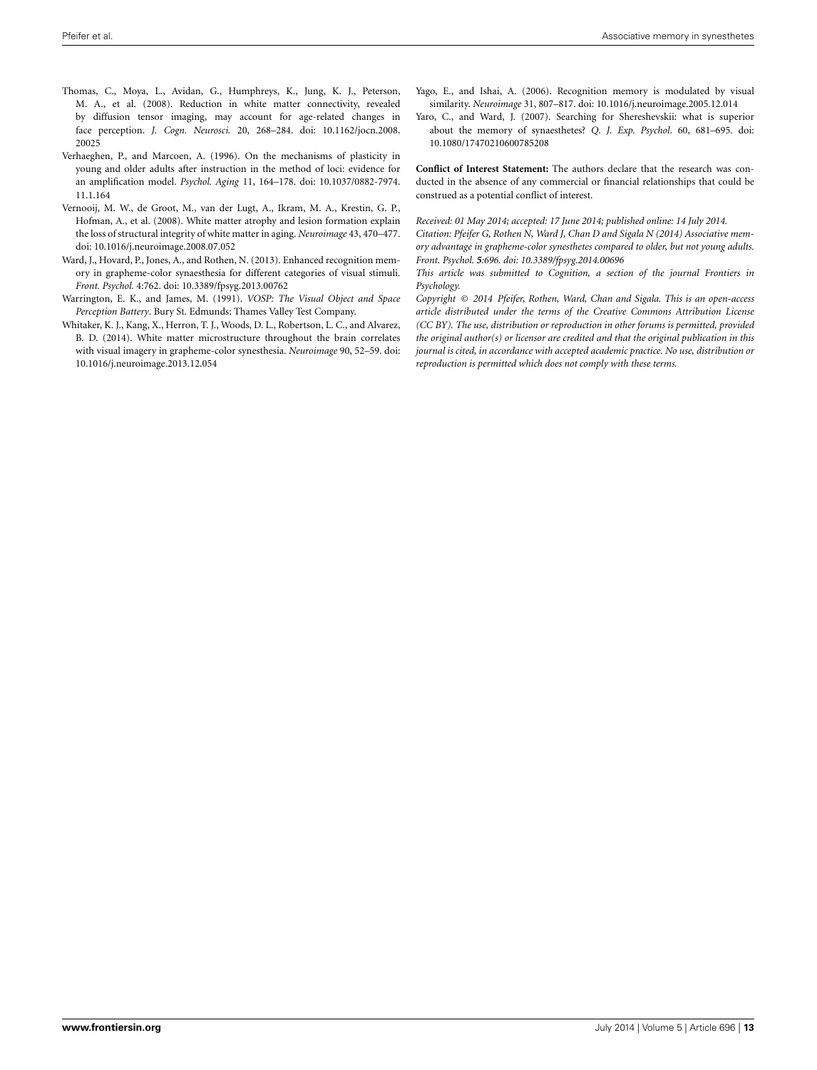Thomas, C., Moya, L., Avidan, G., Humphreys, K., Jung, K. J., Peterson, M. A., et al. (2008). Reduction in white matter connectivity, revealed by diffusion tensor imaging, may account for age-related changes in face perception. *J. Cogn. Neurosci.* 20, 268–284. doi: 10.1162/jocn.2008.20025

Verhaeghen, P., and Marcoen, A. (1996). On the mechanisms of plasticity in young and older adults after instruction in the method of loci: evidence for an amplification model. *Psychol. Aging* 11, 164–178. doi: 10.1037/0882-7974.11.1.164

Vernooij, M. W., de Groot, M., van der Lugt, A., Ikram, M. A., Krestin, G. P., Hofman, A., et al. (2008). White matter atrophy and lesion formation explain the loss of structural integrity of white matter in aging. *Neuroimage* 43, 470–477. doi: 10.1016/j.neuroimage.2008.07.052

Ward, J., Hovard, P., Jones, A., and Rothen, N. (2013). Enhanced recognition memory in grapheme-color synaesthesia for different categories of visual stimuli. *Front. Psychol.* 4:762. doi: 10.3389/fpsyg.2013.00762

Warrington, E. K., and James, M. (1991). *VOSP: The Visual Object and Space Perception Battery*. Bury St. Edmunds: Thames Valley Test Company.

Whitaker, K. J., Kang, X., Herron, T. J., Woods, D. L., Robertson, L. C., and Alvarez, B. D. (2014). White matter microstructure throughout the brain correlates with visual imagery in grapheme-color synesthesia. *Neuroimage* 90, 52–59. doi: 10.1016/j.neuroimage.2013.12.054

Yago, E., and Ishai, A. (2006). Recognition memory is modulated by visual similarity. *Neuroimage* 31, 807–817. doi: 10.1016/j.neuroimage.2005.12.014

Yaro, C., and Ward, J. (2007). Searching for Shereshevskii: what is superior about the memory of synaesthetes? *Q. J. Exp. Psychol.* 60, 681–695. doi: 10.1080/17470210600785208

**Conflict of Interest Statement:** The authors declare that the research was conducted in the absence of any commercial or financial relationships that could be construed as a potential conflict of interest.

*Received: 01 May 2014; accepted: 17 June 2014; published online: 14 July 2014.*

*Citation: Pfeifer G, Rothen N, Ward J, Chan D and Sigala N (2014) Associative memory advantage in grapheme-color synesthetes compared to older, but not young adults. Front. Psychol. **5**:696. doi: 10.3389/fpsyg.2014.00696*

*This article was submitted to Cognition, a section of the journal Frontiers in Psychology.*

*Copyright © 2014 Pfeifer, Rothen, Ward, Chan and Sigala. This is an open-access article distributed under the terms of the Creative Commons Attribution License (CC BY). The use, distribution or reproduction in other forums is permitted, provided the original author(s) or licensor are credited and that the original publication in this journal is cited, in accordance with accepted academic practice. No use, distribution or reproduction is permitted which does not comply with these terms.*